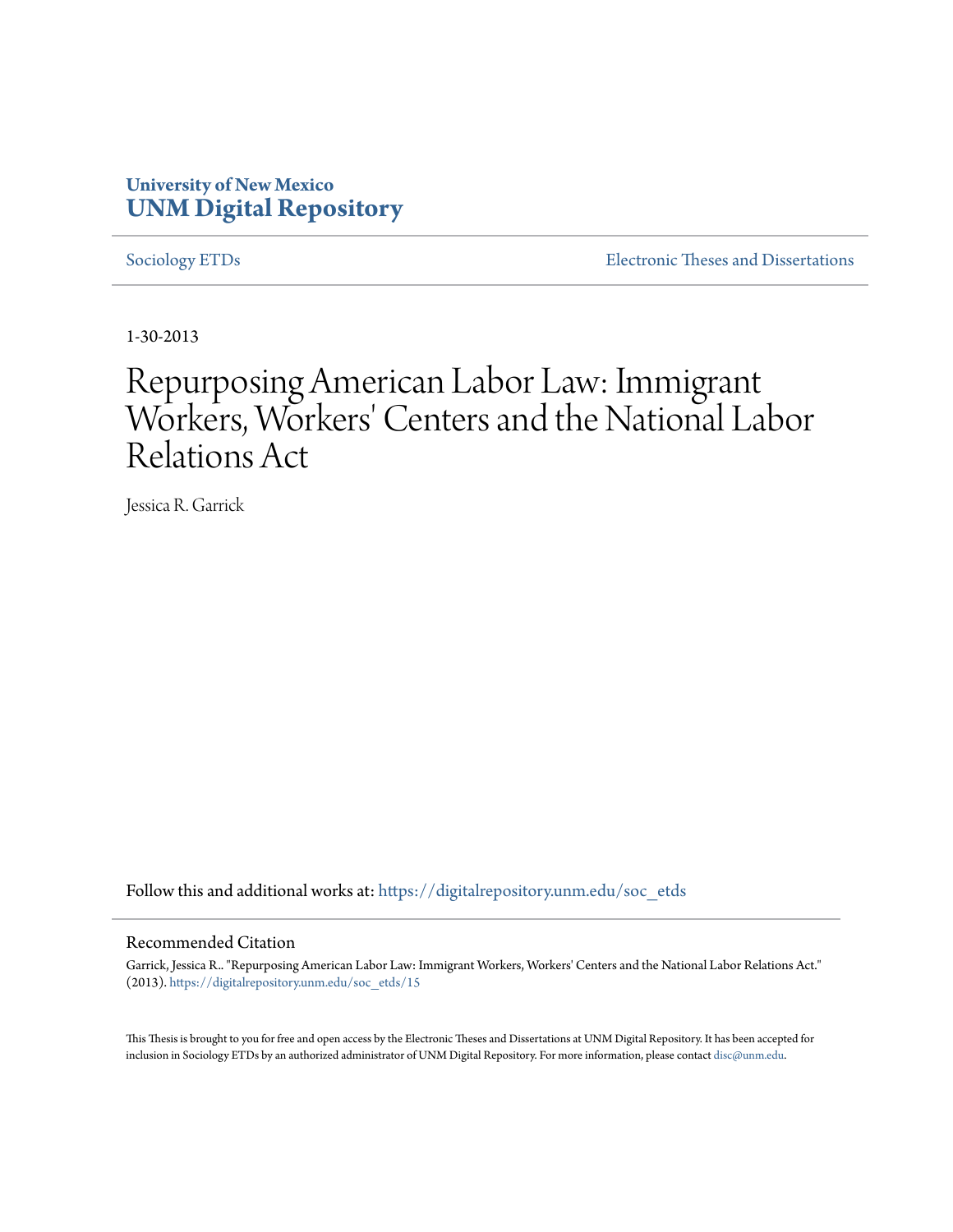University of New Mexico
**UNM Digital Repository**

Sociology ETDs | Electronic Theses and Dissertations

1-30-2013

# Repurposing American Labor Law: Immigrant Workers, Workers' Centers and the National Labor Relations Act

Jessica R. Garrick

Follow this and additional works at: https://digitalrepository.unm.edu/soc_etds

## Recommended Citation

Garrick, Jessica R.. "Repurposing American Labor Law: Immigrant Workers, Workers' Centers and the National Labor Relations Act." (2013). https://digitalrepository.unm.edu/soc_etds/15

This Thesis is brought to you for free and open access by the Electronic Theses and Dissertations at UNM Digital Repository. It has been accepted for inclusion in Sociology ETDs by an authorized administrator of UNM Digital Repository. For more information, please contact disc@unm.edu.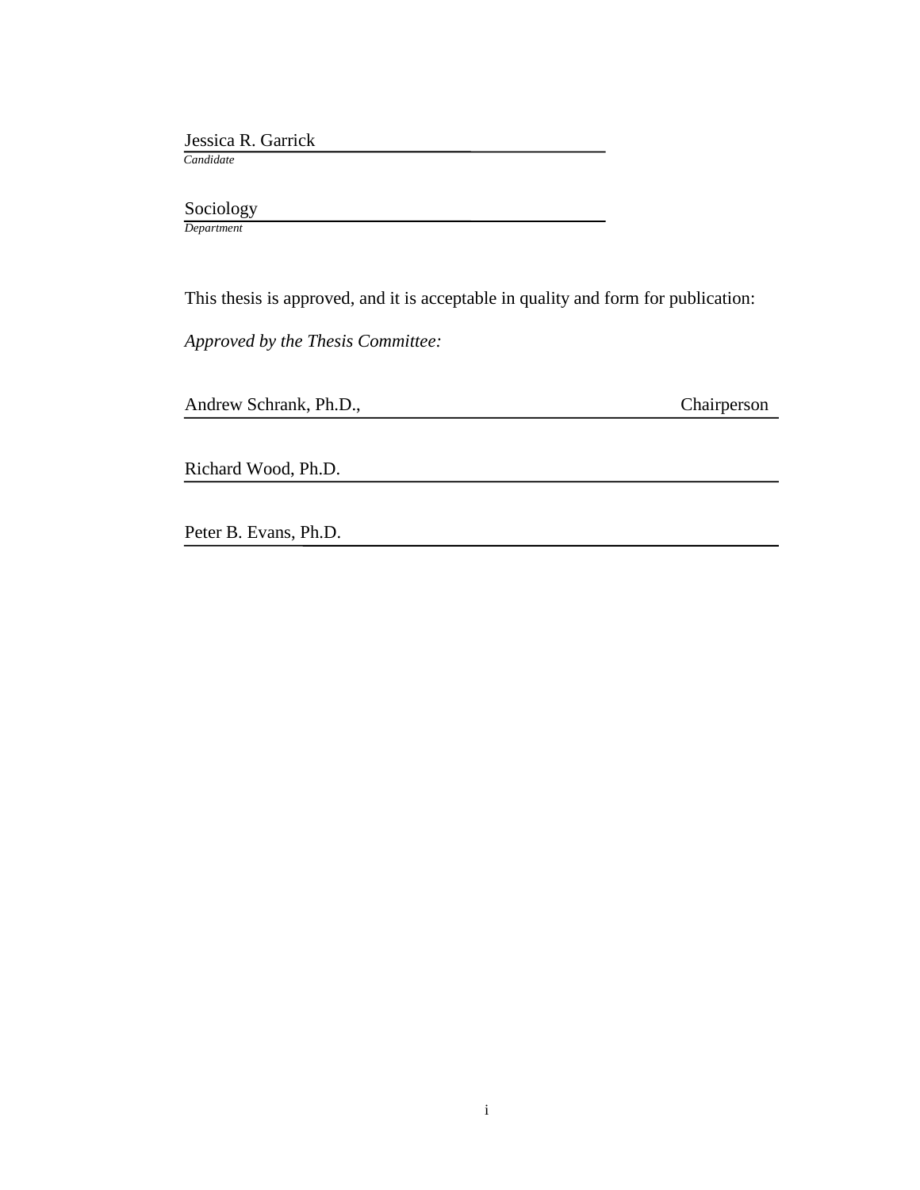Jessica R. Garrick
*Candidate*

Sociology
*Department*

This thesis is approved, and it is acceptable in quality and form for publication:

*Approved by the Thesis Committee:*

Andrew Schrank, Ph.D., Chairperson

Richard Wood, Ph.D.

Peter B. Evans, Ph.D.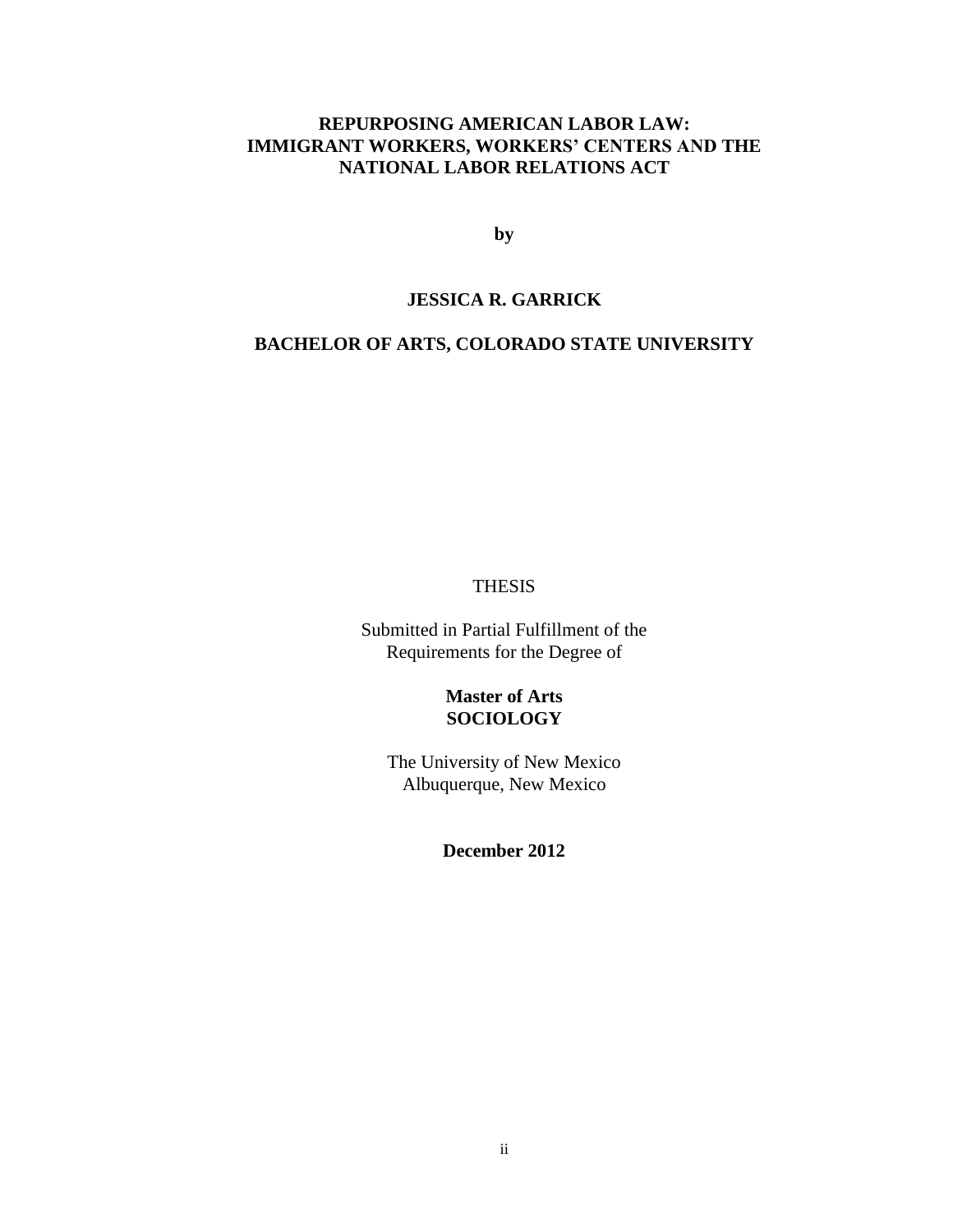# REPURPOSING AMERICAN LABOR LAW: IMMIGRANT WORKERS, WORKERS' CENTERS AND THE NATIONAL LABOR RELATIONS ACT

**by**

**JESSICA R. GARRICK**

**BACHELOR OF ARTS, COLORADO STATE UNIVERSITY**

THESIS

Submitted in Partial Fulfillment of the Requirements for the Degree of

**Master of Arts**
**SOCIOLOGY**

The University of New Mexico
Albuquerque, New Mexico

**December 2012**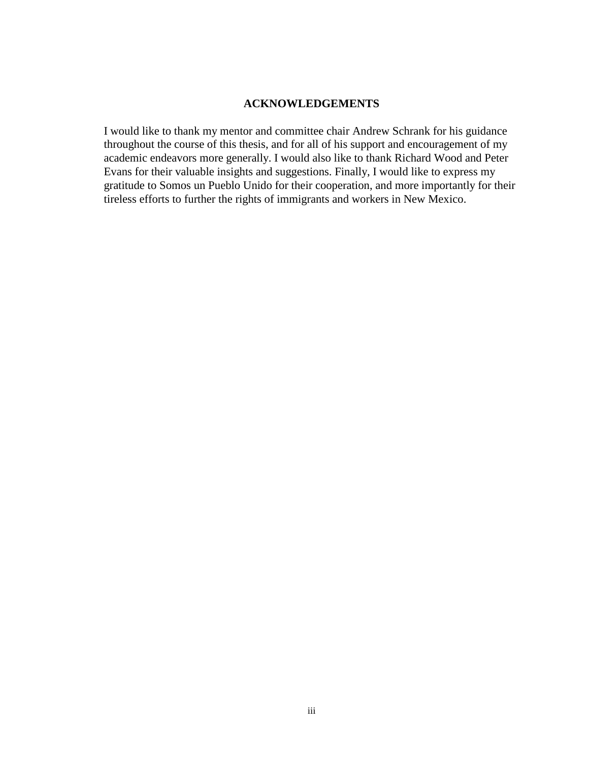# ACKNOWLEDGEMENTS

I would like to thank my mentor and committee chair Andrew Schrank for his guidance throughout the course of this thesis, and for all of his support and encouragement of my academic endeavors more generally. I would also like to thank Richard Wood and Peter Evans for their valuable insights and suggestions. Finally, I would like to express my gratitude to Somos un Pueblo Unido for their cooperation, and more importantly for their tireless efforts to further the rights of immigrants and workers in New Mexico.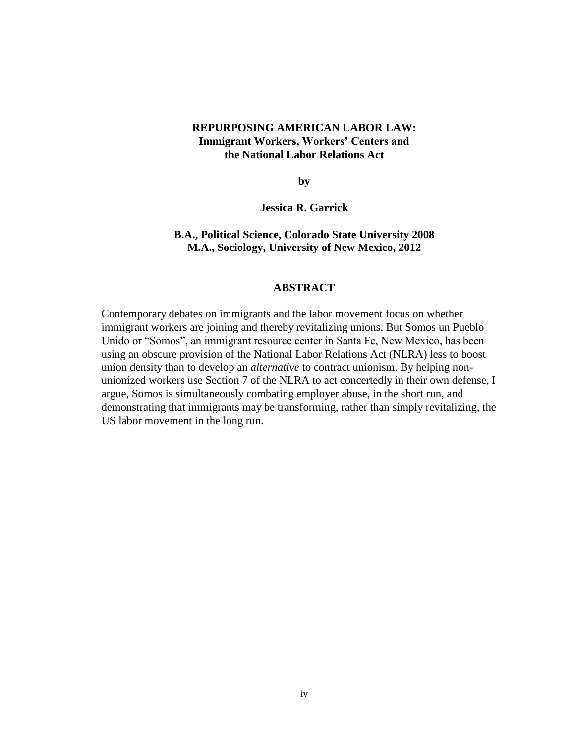**REPURPOSING AMERICAN LABOR LAW:**
**Immigrant Workers, Workers' Centers and**
**the National Labor Relations Act**

**by**

**Jessica R. Garrick**

**B.A., Political Science, Colorado State University 2008**
**M.A., Sociology, University of New Mexico, 2012**

## ABSTRACT

Contemporary debates on immigrants and the labor movement focus on whether immigrant workers are joining and thereby revitalizing unions. But Somos un Pueblo Unido or "Somos", an immigrant resource center in Santa Fe, New Mexico, has been using an obscure provision of the National Labor Relations Act (NLRA) less to boost union density than to develop an *alternative* to contract unionism. By helping non-unionized workers use Section 7 of the NLRA to act concertedly in their own defense, I argue, Somos is simultaneously combating employer abuse, in the short run, and demonstrating that immigrants may be transforming, rather than simply revitalizing, the US labor movement in the long run.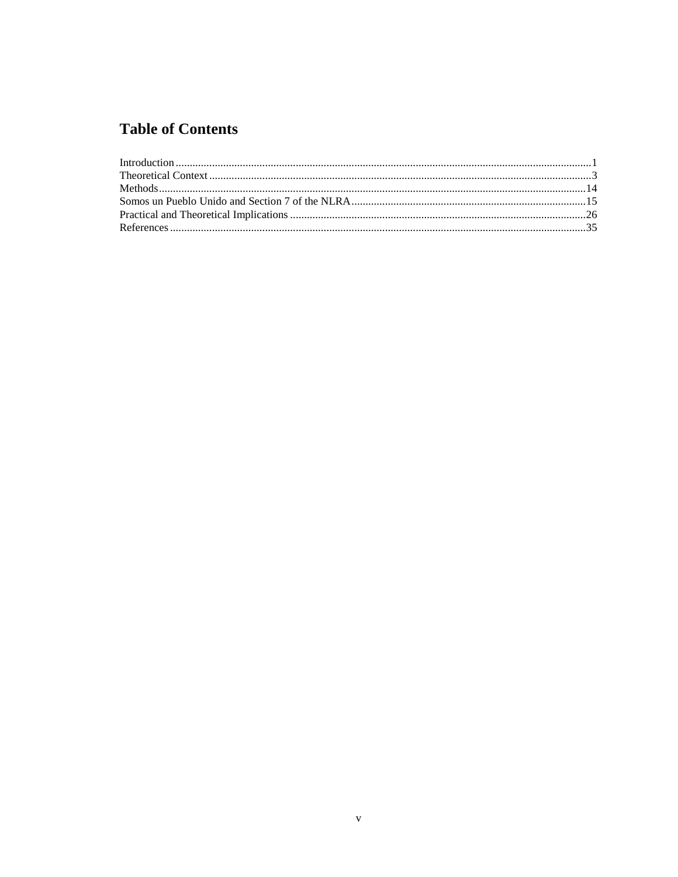# Table of Contents

Introduction....................................................................................................................................................1
Theoretical Context........................................................................................................................................3
Methods........................................................................................................................................................14
Somos un Pueblo Unido and Section 7 of the NLRA....................................................................................15
Practical and Theoretical Implications .........................................................................................................26
References....................................................................................................................................................35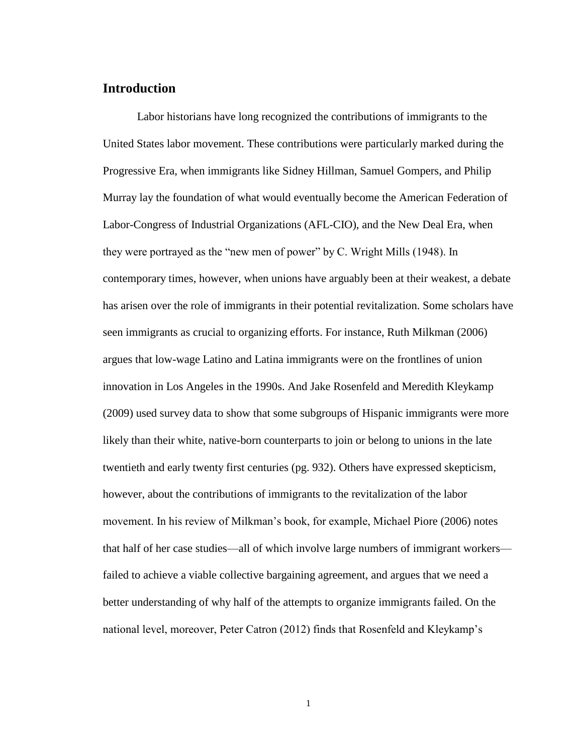## Introduction

Labor historians have long recognized the contributions of immigrants to the United States labor movement. These contributions were particularly marked during the Progressive Era, when immigrants like Sidney Hillman, Samuel Gompers, and Philip Murray lay the foundation of what would eventually become the American Federation of Labor-Congress of Industrial Organizations (AFL-CIO), and the New Deal Era, when they were portrayed as the "new men of power" by C. Wright Mills (1948). In contemporary times, however, when unions have arguably been at their weakest, a debate has arisen over the role of immigrants in their potential revitalization. Some scholars have seen immigrants as crucial to organizing efforts. For instance, Ruth Milkman (2006) argues that low-wage Latino and Latina immigrants were on the frontlines of union innovation in Los Angeles in the 1990s. And Jake Rosenfeld and Meredith Kleykamp (2009) used survey data to show that some subgroups of Hispanic immigrants were more likely than their white, native-born counterparts to join or belong to unions in the late twentieth and early twenty first centuries (pg. 932). Others have expressed skepticism, however, about the contributions of immigrants to the revitalization of the labor movement. In his review of Milkman's book, for example, Michael Piore (2006) notes that half of her case studies—all of which involve large numbers of immigrant workers—failed to achieve a viable collective bargaining agreement, and argues that we need a better understanding of why half of the attempts to organize immigrants failed. On the national level, moreover, Peter Catron (2012) finds that Rosenfeld and Kleykamp's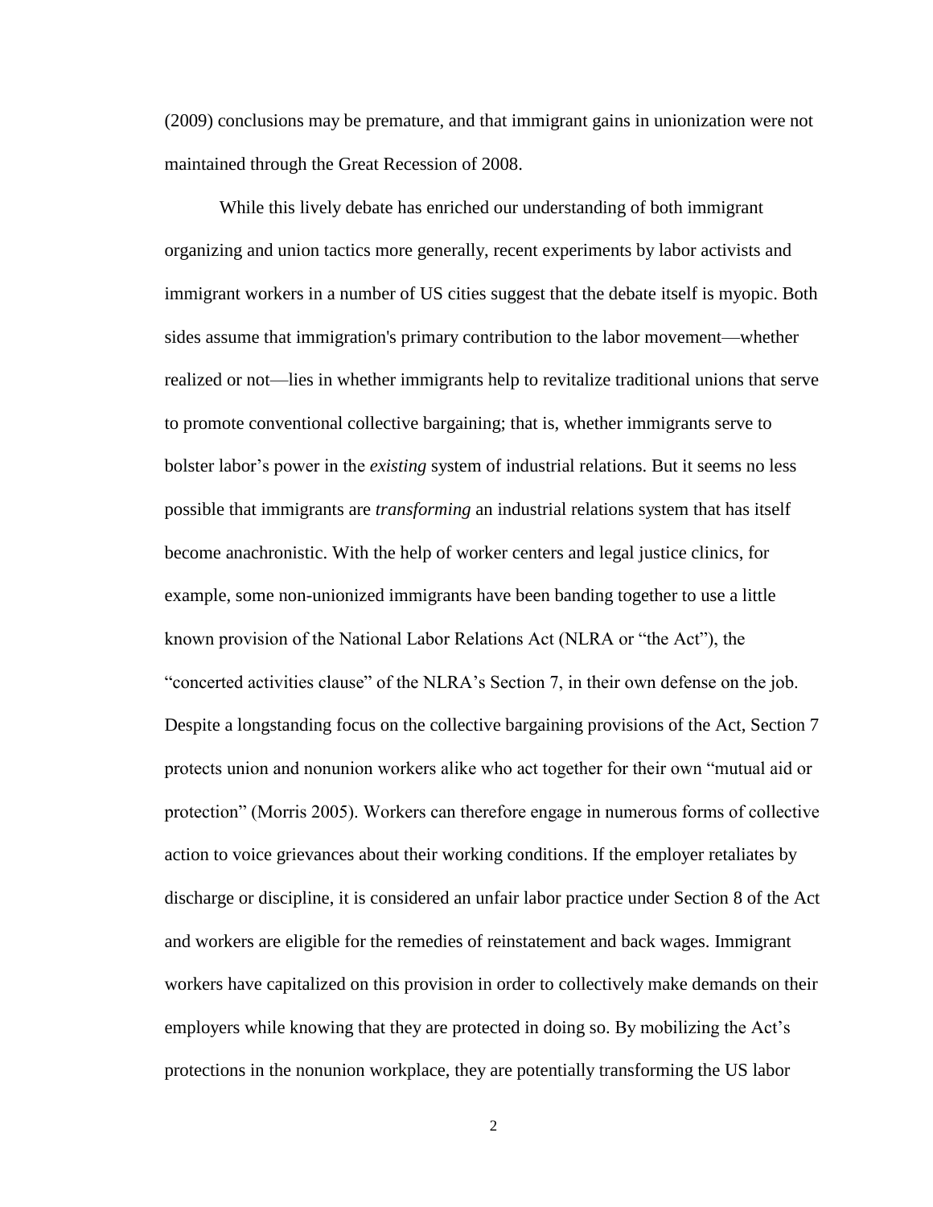(2009) conclusions may be premature, and that immigrant gains in unionization were not maintained through the Great Recession of 2008.

While this lively debate has enriched our understanding of both immigrant organizing and union tactics more generally, recent experiments by labor activists and immigrant workers in a number of US cities suggest that the debate itself is myopic. Both sides assume that immigration's primary contribution to the labor movement—whether realized or not—lies in whether immigrants help to revitalize traditional unions that serve to promote conventional collective bargaining; that is, whether immigrants serve to bolster labor's power in the *existing* system of industrial relations. But it seems no less possible that immigrants are *transforming* an industrial relations system that has itself become anachronistic. With the help of worker centers and legal justice clinics, for example, some non-unionized immigrants have been banding together to use a little known provision of the National Labor Relations Act (NLRA or "the Act"), the "concerted activities clause" of the NLRA's Section 7, in their own defense on the job. Despite a longstanding focus on the collective bargaining provisions of the Act, Section 7 protects union and nonunion workers alike who act together for their own "mutual aid or protection" (Morris 2005). Workers can therefore engage in numerous forms of collective action to voice grievances about their working conditions. If the employer retaliates by discharge or discipline, it is considered an unfair labor practice under Section 8 of the Act and workers are eligible for the remedies of reinstatement and back wages. Immigrant workers have capitalized on this provision in order to collectively make demands on their employers while knowing that they are protected in doing so. By mobilizing the Act's protections in the nonunion workplace, they are potentially transforming the US labor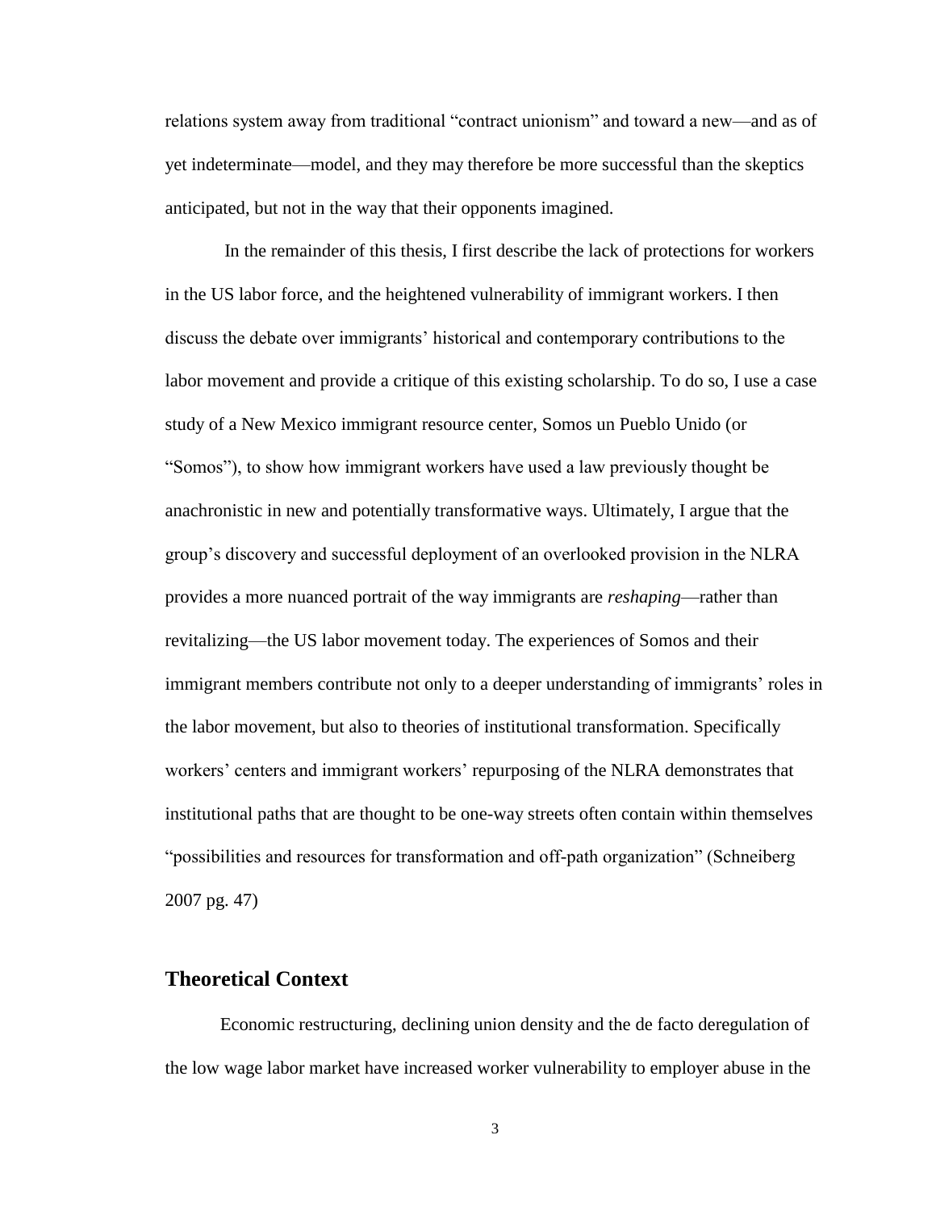relations system away from traditional "contract unionism" and toward a new—and as of yet indeterminate—model, and they may therefore be more successful than the skeptics anticipated, but not in the way that their opponents imagined.

In the remainder of this thesis, I first describe the lack of protections for workers in the US labor force, and the heightened vulnerability of immigrant workers. I then discuss the debate over immigrants' historical and contemporary contributions to the labor movement and provide a critique of this existing scholarship. To do so, I use a case study of a New Mexico immigrant resource center, Somos un Pueblo Unido (or "Somos"), to show how immigrant workers have used a law previously thought be anachronistic in new and potentially transformative ways. Ultimately, I argue that the group's discovery and successful deployment of an overlooked provision in the NLRA provides a more nuanced portrait of the way immigrants are *reshaping*—rather than revitalizing—the US labor movement today. The experiences of Somos and their immigrant members contribute not only to a deeper understanding of immigrants' roles in the labor movement, but also to theories of institutional transformation. Specifically workers' centers and immigrant workers' repurposing of the NLRA demonstrates that institutional paths that are thought to be one-way streets often contain within themselves "possibilities and resources for transformation and off-path organization" (Schneiberg 2007 pg. 47)

## Theoretical Context

Economic restructuring, declining union density and the de facto deregulation of the low wage labor market have increased worker vulnerability to employer abuse in the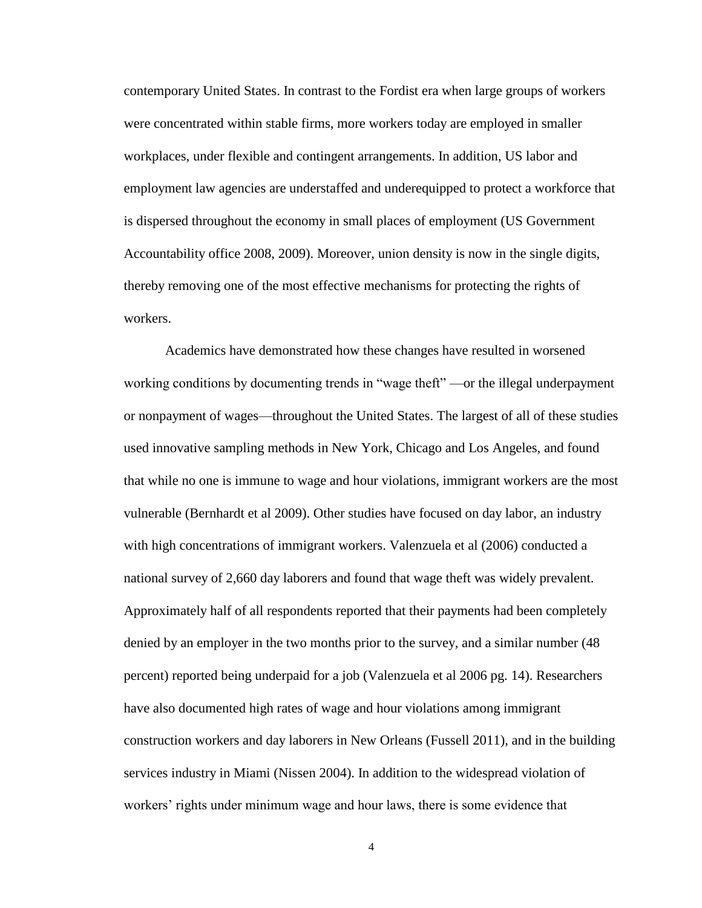contemporary United States. In contrast to the Fordist era when large groups of workers were concentrated within stable firms, more workers today are employed in smaller workplaces, under flexible and contingent arrangements. In addition, US labor and employment law agencies are understaffed and underequipped to protect a workforce that is dispersed throughout the economy in small places of employment (US Government Accountability office 2008, 2009). Moreover, union density is now in the single digits, thereby removing one of the most effective mechanisms for protecting the rights of workers.

Academics have demonstrated how these changes have resulted in worsened working conditions by documenting trends in "wage theft" —or the illegal underpayment or nonpayment of wages—throughout the United States. The largest of all of these studies used innovative sampling methods in New York, Chicago and Los Angeles, and found that while no one is immune to wage and hour violations, immigrant workers are the most vulnerable (Bernhardt et al 2009). Other studies have focused on day labor, an industry with high concentrations of immigrant workers. Valenzuela et al (2006) conducted a national survey of 2,660 day laborers and found that wage theft was widely prevalent. Approximately half of all respondents reported that their payments had been completely denied by an employer in the two months prior to the survey, and a similar number (48 percent) reported being underpaid for a job (Valenzuela et al 2006 pg. 14). Researchers have also documented high rates of wage and hour violations among immigrant construction workers and day laborers in New Orleans (Fussell 2011), and in the building services industry in Miami (Nissen 2004). In addition to the widespread violation of workers' rights under minimum wage and hour laws, there is some evidence that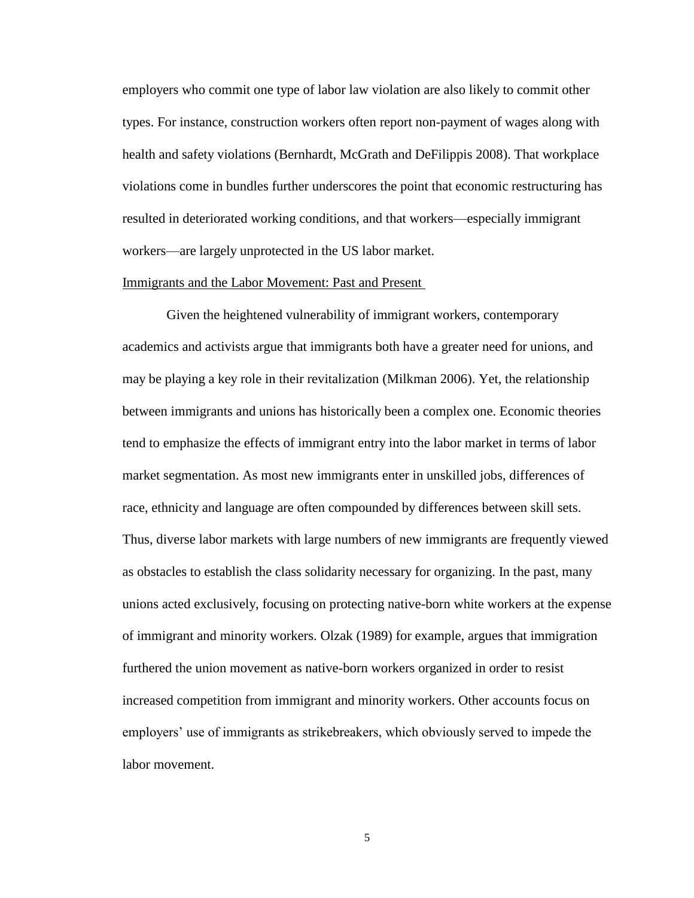employers who commit one type of labor law violation are also likely to commit other types. For instance, construction workers often report non-payment of wages along with health and safety violations (Bernhardt, McGrath and DeFilippis 2008). That workplace violations come in bundles further underscores the point that economic restructuring has resulted in deteriorated working conditions, and that workers—especially immigrant workers—are largely unprotected in the US labor market.

## Immigrants and the Labor Movement: Past and Present

Given the heightened vulnerability of immigrant workers, contemporary academics and activists argue that immigrants both have a greater need for unions, and may be playing a key role in their revitalization (Milkman 2006). Yet, the relationship between immigrants and unions has historically been a complex one. Economic theories tend to emphasize the effects of immigrant entry into the labor market in terms of labor market segmentation. As most new immigrants enter in unskilled jobs, differences of race, ethnicity and language are often compounded by differences between skill sets. Thus, diverse labor markets with large numbers of new immigrants are frequently viewed as obstacles to establish the class solidarity necessary for organizing. In the past, many unions acted exclusively, focusing on protecting native-born white workers at the expense of immigrant and minority workers. Olzak (1989) for example, argues that immigration furthered the union movement as native-born workers organized in order to resist increased competition from immigrant and minority workers. Other accounts focus on employers' use of immigrants as strikebreakers, which obviously served to impede the labor movement.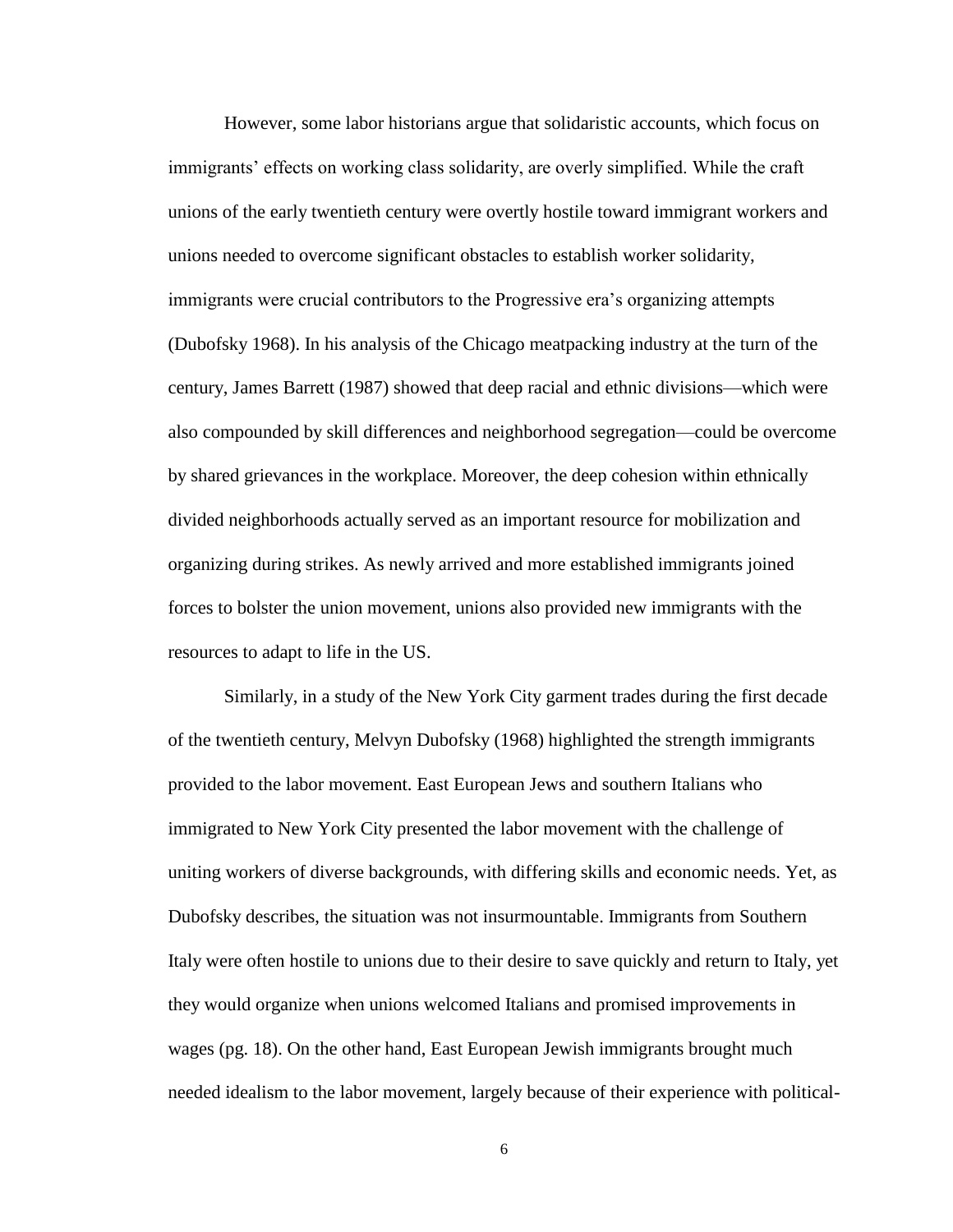However, some labor historians argue that solidaristic accounts, which focus on immigrants' effects on working class solidarity, are overly simplified. While the craft unions of the early twentieth century were overtly hostile toward immigrant workers and unions needed to overcome significant obstacles to establish worker solidarity, immigrants were crucial contributors to the Progressive era's organizing attempts (Dubofsky 1968). In his analysis of the Chicago meatpacking industry at the turn of the century, James Barrett (1987) showed that deep racial and ethnic divisions—which were also compounded by skill differences and neighborhood segregation—could be overcome by shared grievances in the workplace. Moreover, the deep cohesion within ethnically divided neighborhoods actually served as an important resource for mobilization and organizing during strikes. As newly arrived and more established immigrants joined forces to bolster the union movement, unions also provided new immigrants with the resources to adapt to life in the US.

Similarly, in a study of the New York City garment trades during the first decade of the twentieth century, Melvyn Dubofsky (1968) highlighted the strength immigrants provided to the labor movement. East European Jews and southern Italians who immigrated to New York City presented the labor movement with the challenge of uniting workers of diverse backgrounds, with differing skills and economic needs. Yet, as Dubofsky describes, the situation was not insurmountable. Immigrants from Southern Italy were often hostile to unions due to their desire to save quickly and return to Italy, yet they would organize when unions welcomed Italians and promised improvements in wages (pg. 18). On the other hand, East European Jewish immigrants brought much needed idealism to the labor movement, largely because of their experience with political-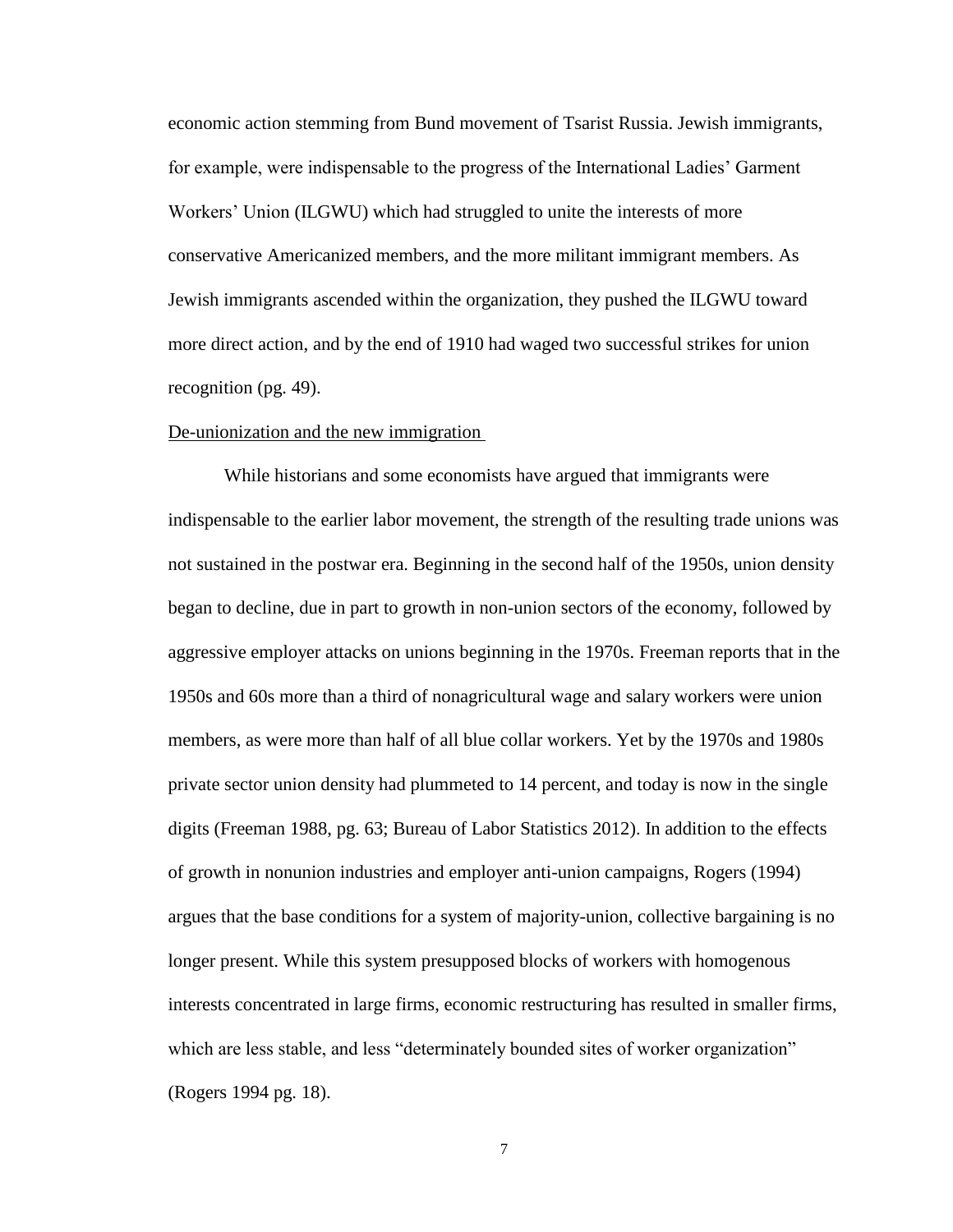economic action stemming from Bund movement of Tsarist Russia. Jewish immigrants, for example, were indispensable to the progress of the International Ladies' Garment Workers' Union (ILGWU) which had struggled to unite the interests of more conservative Americanized members, and the more militant immigrant members. As Jewish immigrants ascended within the organization, they pushed the ILGWU toward more direct action, and by the end of 1910 had waged two successful strikes for union recognition (pg. 49).

<u>De-unionization and the new immigration</u>

While historians and some economists have argued that immigrants were indispensable to the earlier labor movement, the strength of the resulting trade unions was not sustained in the postwar era. Beginning in the second half of the 1950s, union density began to decline, due in part to growth in non-union sectors of the economy, followed by aggressive employer attacks on unions beginning in the 1970s. Freeman reports that in the 1950s and 60s more than a third of nonagricultural wage and salary workers were union members, as were more than half of all blue collar workers. Yet by the 1970s and 1980s private sector union density had plummeted to 14 percent, and today is now in the single digits (Freeman 1988, pg. 63; Bureau of Labor Statistics 2012). In addition to the effects of growth in nonunion industries and employer anti-union campaigns, Rogers (1994) argues that the base conditions for a system of majority-union, collective bargaining is no longer present. While this system presupposed blocks of workers with homogenous interests concentrated in large firms, economic restructuring has resulted in smaller firms, which are less stable, and less "determinately bounded sites of worker organization" (Rogers 1994 pg. 18).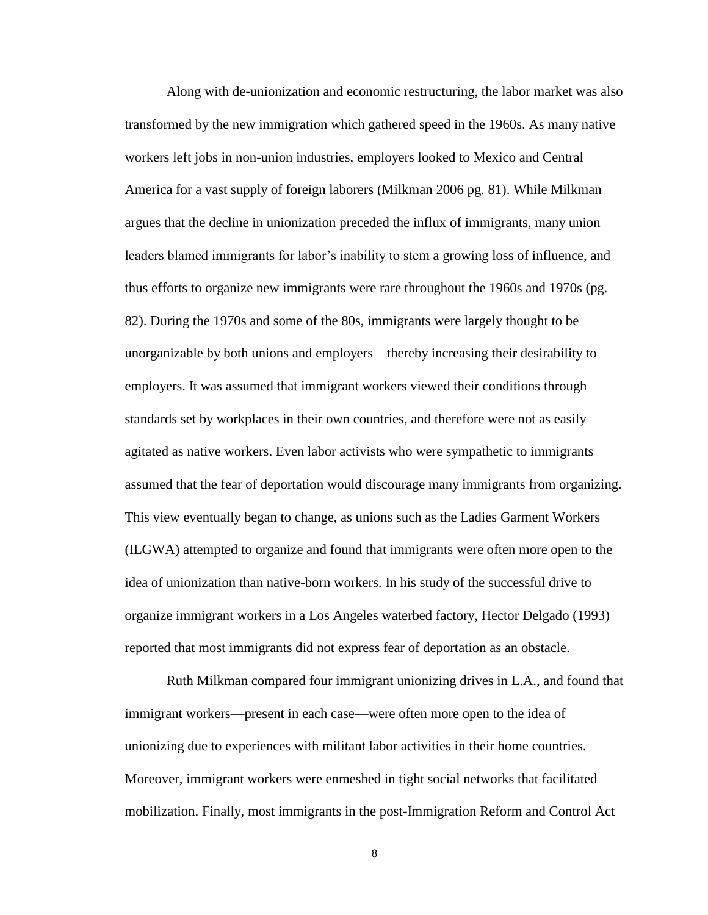Along with de-unionization and economic restructuring, the labor market was also transformed by the new immigration which gathered speed in the 1960s. As many native workers left jobs in non-union industries, employers looked to Mexico and Central America for a vast supply of foreign laborers (Milkman 2006 pg. 81). While Milkman argues that the decline in unionization preceded the influx of immigrants, many union leaders blamed immigrants for labor's inability to stem a growing loss of influence, and thus efforts to organize new immigrants were rare throughout the 1960s and 1970s (pg. 82). During the 1970s and some of the 80s, immigrants were largely thought to be unorganizable by both unions and employers—thereby increasing their desirability to employers. It was assumed that immigrant workers viewed their conditions through standards set by workplaces in their own countries, and therefore were not as easily agitated as native workers. Even labor activists who were sympathetic to immigrants assumed that the fear of deportation would discourage many immigrants from organizing. This view eventually began to change, as unions such as the Ladies Garment Workers (ILGWA) attempted to organize and found that immigrants were often more open to the idea of unionization than native-born workers. In his study of the successful drive to organize immigrant workers in a Los Angeles waterbed factory, Hector Delgado (1993) reported that most immigrants did not express fear of deportation as an obstacle.

Ruth Milkman compared four immigrant unionizing drives in L.A., and found that immigrant workers—present in each case—were often more open to the idea of unionizing due to experiences with militant labor activities in their home countries. Moreover, immigrant workers were enmeshed in tight social networks that facilitated mobilization. Finally, most immigrants in the post-Immigration Reform and Control Act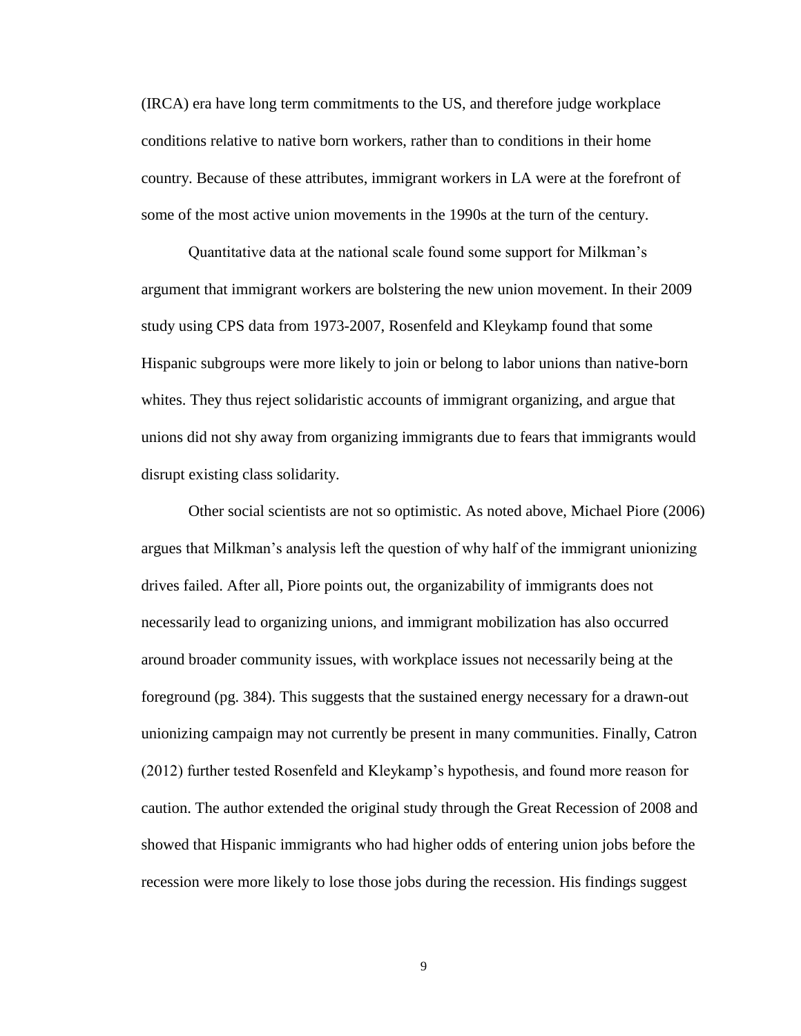(IRCA) era have long term commitments to the US, and therefore judge workplace conditions relative to native born workers, rather than to conditions in their home country. Because of these attributes, immigrant workers in LA were at the forefront of some of the most active union movements in the 1990s at the turn of the century.

Quantitative data at the national scale found some support for Milkman's argument that immigrant workers are bolstering the new union movement. In their 2009 study using CPS data from 1973-2007, Rosenfeld and Kleykamp found that some Hispanic subgroups were more likely to join or belong to labor unions than native-born whites. They thus reject solidaristic accounts of immigrant organizing, and argue that unions did not shy away from organizing immigrants due to fears that immigrants would disrupt existing class solidarity.

Other social scientists are not so optimistic. As noted above, Michael Piore (2006) argues that Milkman's analysis left the question of why half of the immigrant unionizing drives failed. After all, Piore points out, the organizability of immigrants does not necessarily lead to organizing unions, and immigrant mobilization has also occurred around broader community issues, with workplace issues not necessarily being at the foreground (pg. 384). This suggests that the sustained energy necessary for a drawn-out unionizing campaign may not currently be present in many communities. Finally, Catron (2012) further tested Rosenfeld and Kleykamp's hypothesis, and found more reason for caution. The author extended the original study through the Great Recession of 2008 and showed that Hispanic immigrants who had higher odds of entering union jobs before the recession were more likely to lose those jobs during the recession. His findings suggest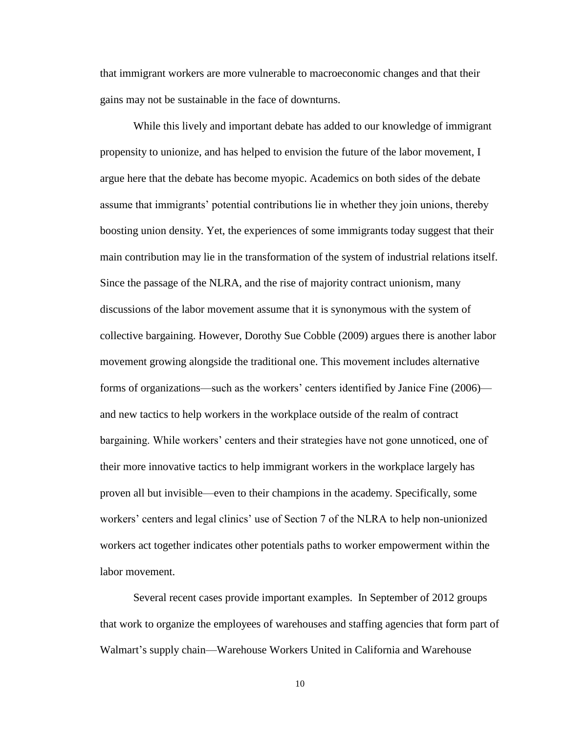that immigrant workers are more vulnerable to macroeconomic changes and that their gains may not be sustainable in the face of downturns.

While this lively and important debate has added to our knowledge of immigrant propensity to unionize, and has helped to envision the future of the labor movement, I argue here that the debate has become myopic. Academics on both sides of the debate assume that immigrants' potential contributions lie in whether they join unions, thereby boosting union density. Yet, the experiences of some immigrants today suggest that their main contribution may lie in the transformation of the system of industrial relations itself. Since the passage of the NLRA, and the rise of majority contract unionism, many discussions of the labor movement assume that it is synonymous with the system of collective bargaining. However, Dorothy Sue Cobble (2009) argues there is another labor movement growing alongside the traditional one. This movement includes alternative forms of organizations—such as the workers' centers identified by Janice Fine (2006)—and new tactics to help workers in the workplace outside of the realm of contract bargaining. While workers' centers and their strategies have not gone unnoticed, one of their more innovative tactics to help immigrant workers in the workplace largely has proven all but invisible—even to their champions in the academy. Specifically, some workers' centers and legal clinics' use of Section 7 of the NLRA to help non-unionized workers act together indicates other potentials paths to worker empowerment within the labor movement.

Several recent cases provide important examples. In September of 2012 groups that work to organize the employees of warehouses and staffing agencies that form part of Walmart's supply chain—Warehouse Workers United in California and Warehouse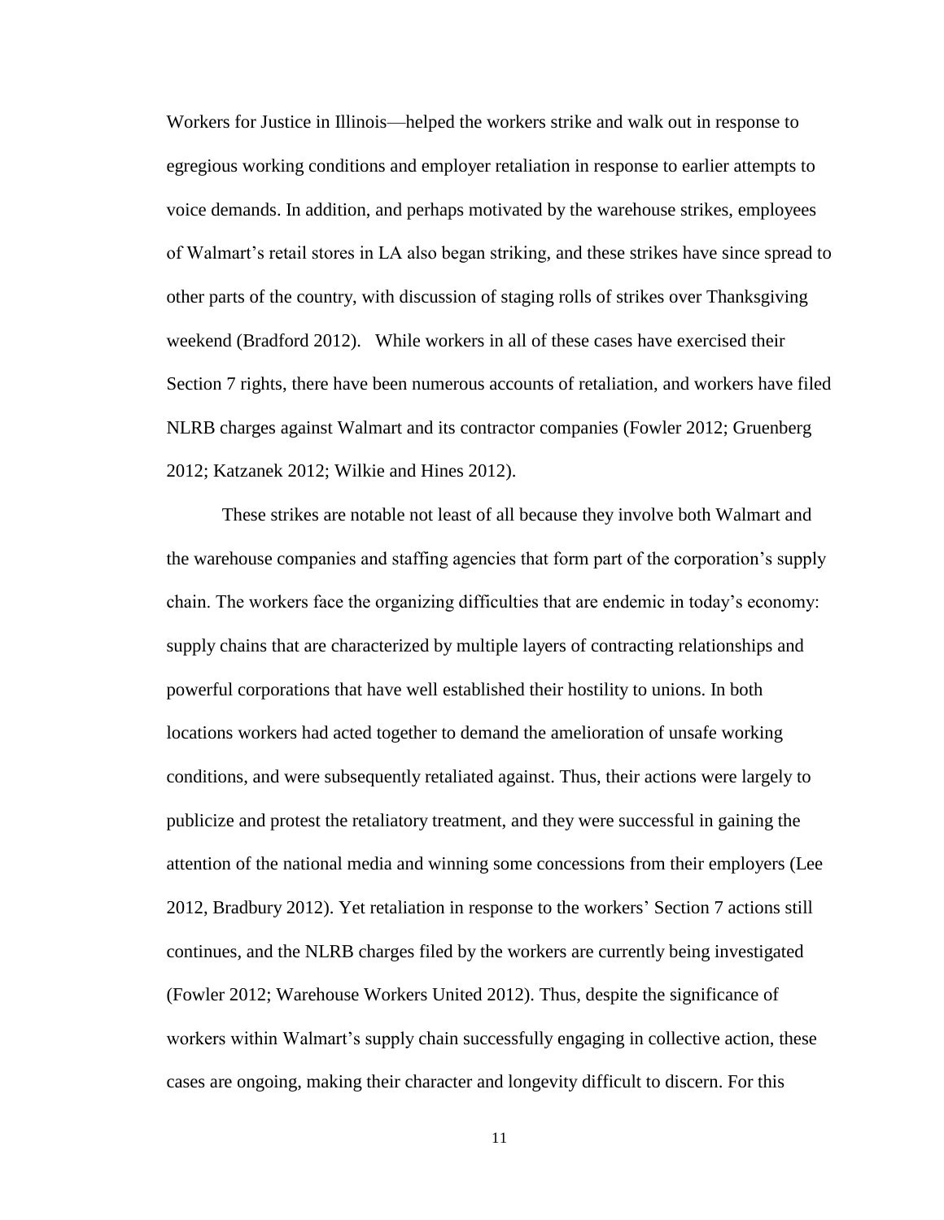Workers for Justice in Illinois—helped the workers strike and walk out in response to egregious working conditions and employer retaliation in response to earlier attempts to voice demands. In addition, and perhaps motivated by the warehouse strikes, employees of Walmart's retail stores in LA also began striking, and these strikes have since spread to other parts of the country, with discussion of staging rolls of strikes over Thanksgiving weekend (Bradford 2012). While workers in all of these cases have exercised their Section 7 rights, there have been numerous accounts of retaliation, and workers have filed NLRB charges against Walmart and its contractor companies (Fowler 2012; Gruenberg 2012; Katzanek 2012; Wilkie and Hines 2012).

These strikes are notable not least of all because they involve both Walmart and the warehouse companies and staffing agencies that form part of the corporation's supply chain. The workers face the organizing difficulties that are endemic in today's economy: supply chains that are characterized by multiple layers of contracting relationships and powerful corporations that have well established their hostility to unions. In both locations workers had acted together to demand the amelioration of unsafe working conditions, and were subsequently retaliated against. Thus, their actions were largely to publicize and protest the retaliatory treatment, and they were successful in gaining the attention of the national media and winning some concessions from their employers (Lee 2012, Bradbury 2012). Yet retaliation in response to the workers' Section 7 actions still continues, and the NLRB charges filed by the workers are currently being investigated (Fowler 2012; Warehouse Workers United 2012). Thus, despite the significance of workers within Walmart's supply chain successfully engaging in collective action, these cases are ongoing, making their character and longevity difficult to discern. For this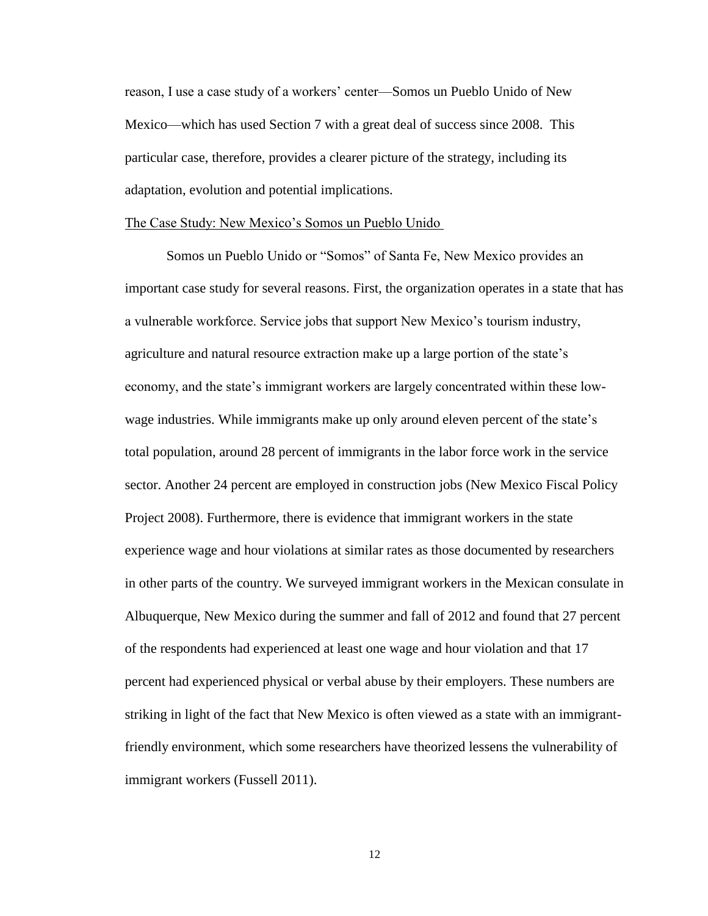reason, I use a case study of a workers' center—Somos un Pueblo Unido of New Mexico—which has used Section 7 with a great deal of success since 2008. This particular case, therefore, provides a clearer picture of the strategy, including its adaptation, evolution and potential implications.

## The Case Study: New Mexico's Somos un Pueblo Unido

Somos un Pueblo Unido or "Somos" of Santa Fe, New Mexico provides an important case study for several reasons. First, the organization operates in a state that has a vulnerable workforce. Service jobs that support New Mexico's tourism industry, agriculture and natural resource extraction make up a large portion of the state's economy, and the state's immigrant workers are largely concentrated within these low-wage industries. While immigrants make up only around eleven percent of the state's total population, around 28 percent of immigrants in the labor force work in the service sector. Another 24 percent are employed in construction jobs (New Mexico Fiscal Policy Project 2008). Furthermore, there is evidence that immigrant workers in the state experience wage and hour violations at similar rates as those documented by researchers in other parts of the country. We surveyed immigrant workers in the Mexican consulate in Albuquerque, New Mexico during the summer and fall of 2012 and found that 27 percent of the respondents had experienced at least one wage and hour violation and that 17 percent had experienced physical or verbal abuse by their employers. These numbers are striking in light of the fact that New Mexico is often viewed as a state with an immigrant-friendly environment, which some researchers have theorized lessens the vulnerability of immigrant workers (Fussell 2011).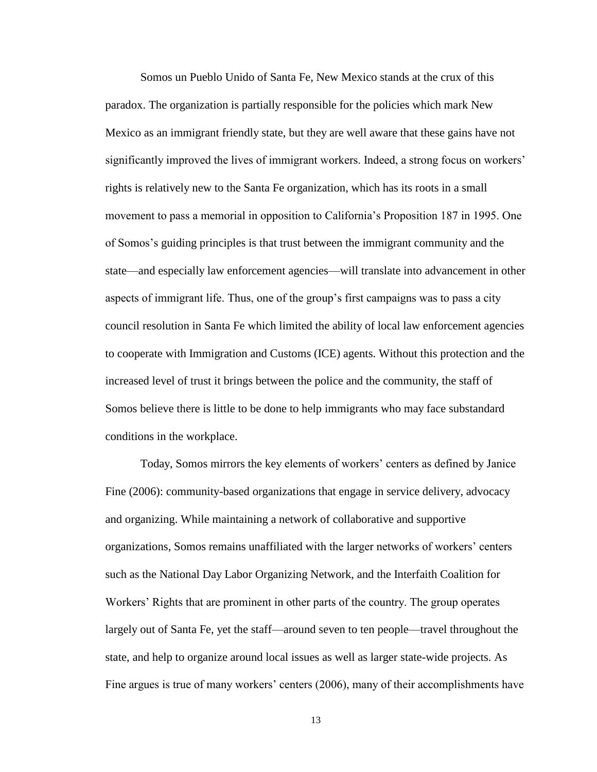Somos un Pueblo Unido of Santa Fe, New Mexico stands at the crux of this paradox. The organization is partially responsible for the policies which mark New Mexico as an immigrant friendly state, but they are well aware that these gains have not significantly improved the lives of immigrant workers. Indeed, a strong focus on workers' rights is relatively new to the Santa Fe organization, which has its roots in a small movement to pass a memorial in opposition to California's Proposition 187 in 1995. One of Somos's guiding principles is that trust between the immigrant community and the state—and especially law enforcement agencies—will translate into advancement in other aspects of immigrant life. Thus, one of the group's first campaigns was to pass a city council resolution in Santa Fe which limited the ability of local law enforcement agencies to cooperate with Immigration and Customs (ICE) agents. Without this protection and the increased level of trust it brings between the police and the community, the staff of Somos believe there is little to be done to help immigrants who may face substandard conditions in the workplace.

Today, Somos mirrors the key elements of workers' centers as defined by Janice Fine (2006): community-based organizations that engage in service delivery, advocacy and organizing. While maintaining a network of collaborative and supportive organizations, Somos remains unaffiliated with the larger networks of workers' centers such as the National Day Labor Organizing Network, and the Interfaith Coalition for Workers' Rights that are prominent in other parts of the country. The group operates largely out of Santa Fe, yet the staff—around seven to ten people—travel throughout the state, and help to organize around local issues as well as larger state-wide projects. As Fine argues is true of many workers' centers (2006), many of their accomplishments have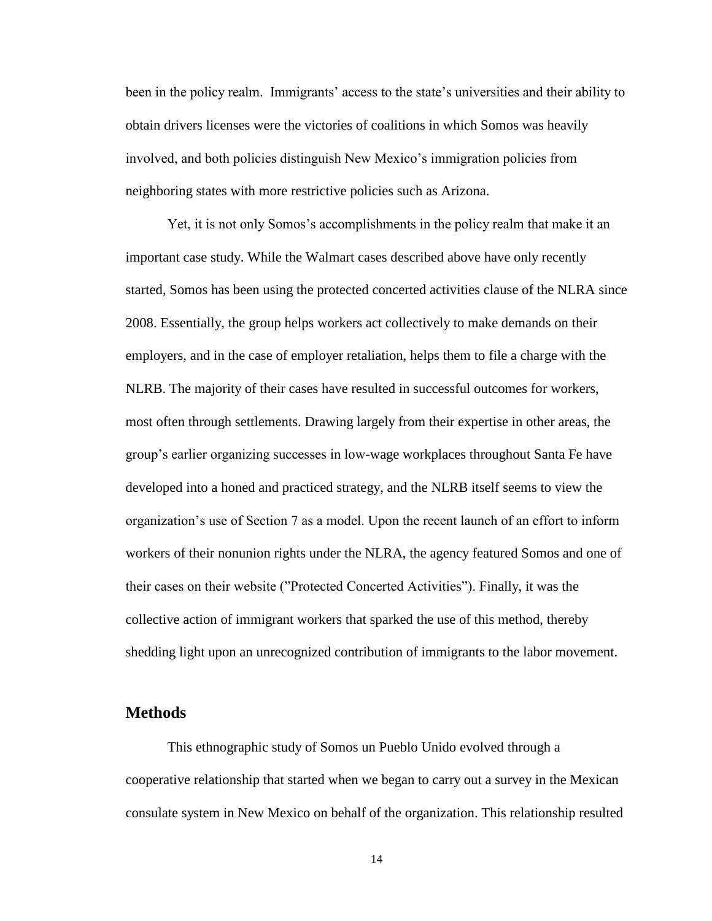been in the policy realm. Immigrants' access to the state's universities and their ability to obtain drivers licenses were the victories of coalitions in which Somos was heavily involved, and both policies distinguish New Mexico's immigration policies from neighboring states with more restrictive policies such as Arizona.

Yet, it is not only Somos's accomplishments in the policy realm that make it an important case study. While the Walmart cases described above have only recently started, Somos has been using the protected concerted activities clause of the NLRA since 2008. Essentially, the group helps workers act collectively to make demands on their employers, and in the case of employer retaliation, helps them to file a charge with the NLRB. The majority of their cases have resulted in successful outcomes for workers, most often through settlements. Drawing largely from their expertise in other areas, the group's earlier organizing successes in low-wage workplaces throughout Santa Fe have developed into a honed and practiced strategy, and the NLRB itself seems to view the organization's use of Section 7 as a model. Upon the recent launch of an effort to inform workers of their nonunion rights under the NLRA, the agency featured Somos and one of their cases on their website ("Protected Concerted Activities"). Finally, it was the collective action of immigrant workers that sparked the use of this method, thereby shedding light upon an unrecognized contribution of immigrants to the labor movement.

## Methods

This ethnographic study of Somos un Pueblo Unido evolved through a cooperative relationship that started when we began to carry out a survey in the Mexican consulate system in New Mexico on behalf of the organization. This relationship resulted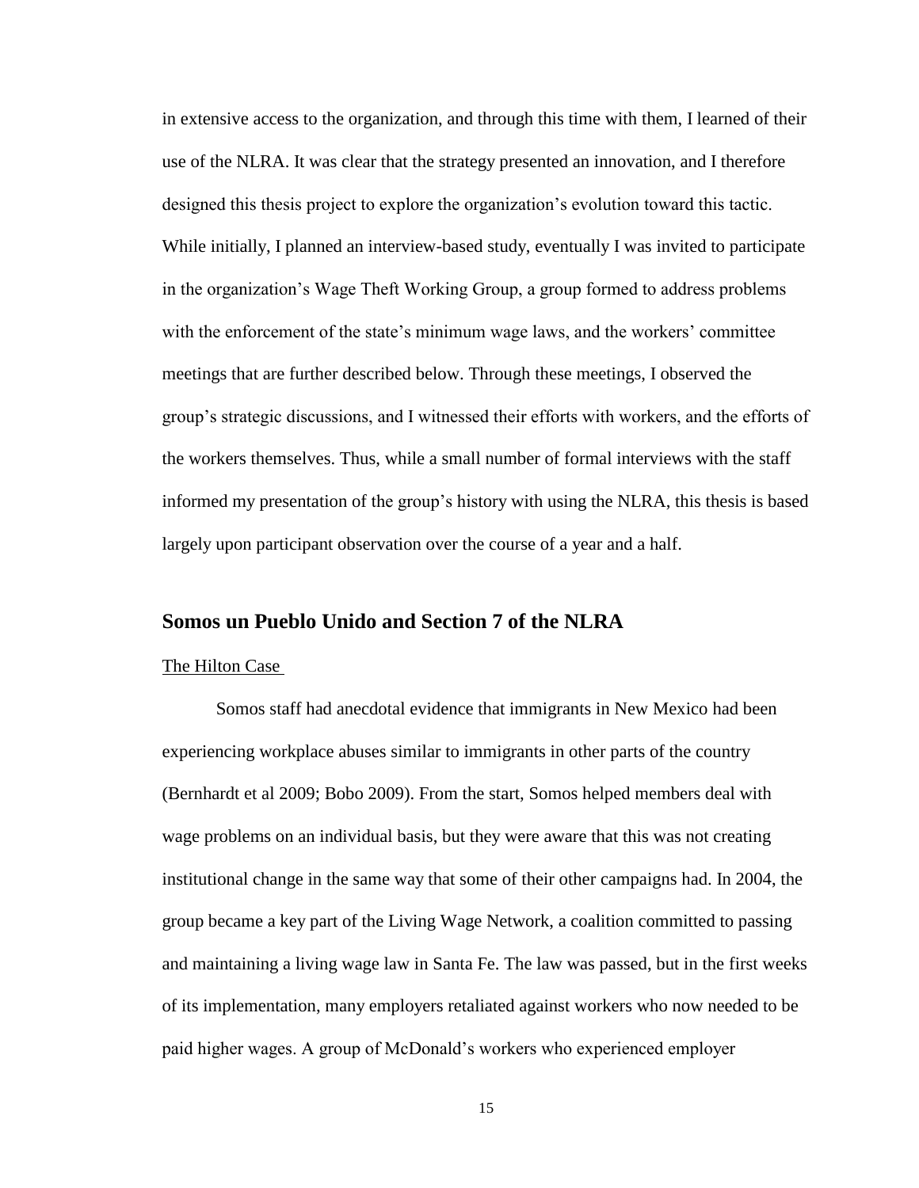in extensive access to the organization, and through this time with them, I learned of their use of the NLRA. It was clear that the strategy presented an innovation, and I therefore designed this thesis project to explore the organization's evolution toward this tactic. While initially, I planned an interview-based study, eventually I was invited to participate in the organization's Wage Theft Working Group, a group formed to address problems with the enforcement of the state's minimum wage laws, and the workers' committee meetings that are further described below. Through these meetings, I observed the group's strategic discussions, and I witnessed their efforts with workers, and the efforts of the workers themselves. Thus, while a small number of formal interviews with the staff informed my presentation of the group's history with using the NLRA, this thesis is based largely upon participant observation over the course of a year and a half.

## Somos un Pueblo Unido and Section 7 of the NLRA

### The Hilton Case

Somos staff had anecdotal evidence that immigrants in New Mexico had been experiencing workplace abuses similar to immigrants in other parts of the country (Bernhardt et al 2009; Bobo 2009). From the start, Somos helped members deal with wage problems on an individual basis, but they were aware that this was not creating institutional change in the same way that some of their other campaigns had. In 2004, the group became a key part of the Living Wage Network, a coalition committed to passing and maintaining a living wage law in Santa Fe. The law was passed, but in the first weeks of its implementation, many employers retaliated against workers who now needed to be paid higher wages. A group of McDonald's workers who experienced employer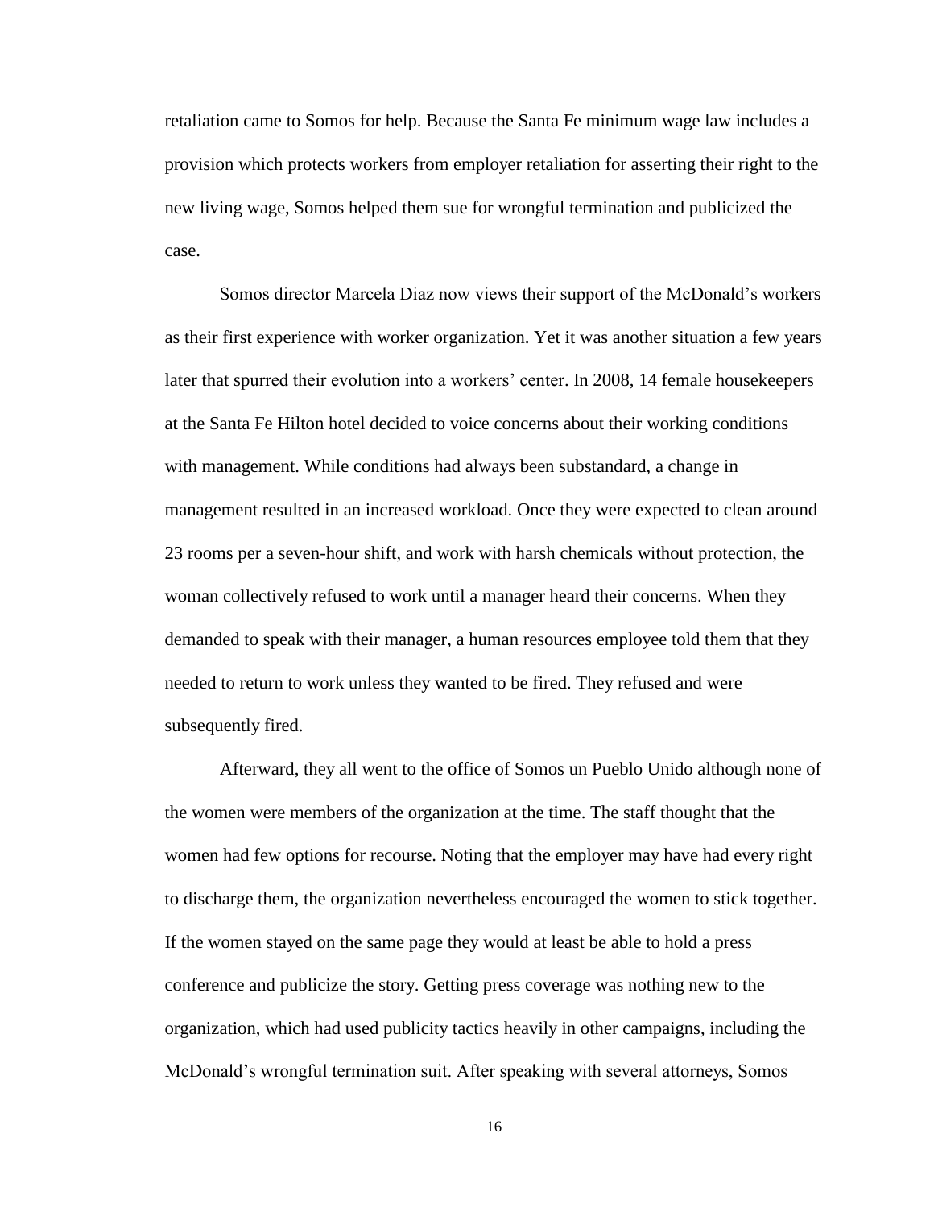retaliation came to Somos for help. Because the Santa Fe minimum wage law includes a provision which protects workers from employer retaliation for asserting their right to the new living wage, Somos helped them sue for wrongful termination and publicized the case.

Somos director Marcela Diaz now views their support of the McDonald's workers as their first experience with worker organization. Yet it was another situation a few years later that spurred their evolution into a workers' center. In 2008, 14 female housekeepers at the Santa Fe Hilton hotel decided to voice concerns about their working conditions with management. While conditions had always been substandard, a change in management resulted in an increased workload. Once they were expected to clean around 23 rooms per a seven-hour shift, and work with harsh chemicals without protection, the woman collectively refused to work until a manager heard their concerns. When they demanded to speak with their manager, a human resources employee told them that they needed to return to work unless they wanted to be fired. They refused and were subsequently fired.

Afterward, they all went to the office of Somos un Pueblo Unido although none of the women were members of the organization at the time. The staff thought that the women had few options for recourse. Noting that the employer may have had every right to discharge them, the organization nevertheless encouraged the women to stick together. If the women stayed on the same page they would at least be able to hold a press conference and publicize the story. Getting press coverage was nothing new to the organization, which had used publicity tactics heavily in other campaigns, including the McDonald's wrongful termination suit. After speaking with several attorneys, Somos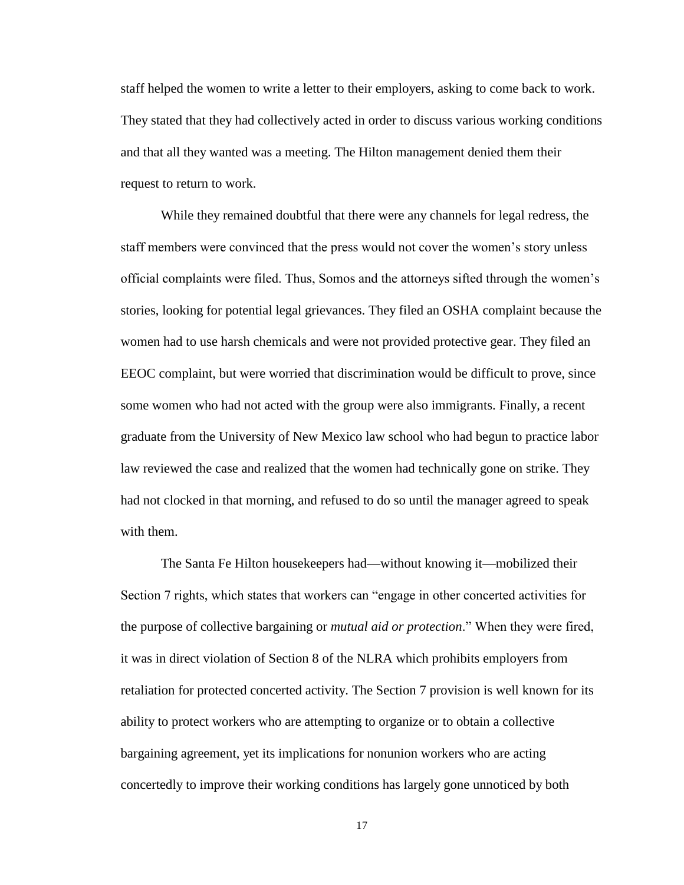staff helped the women to write a letter to their employers, asking to come back to work. They stated that they had collectively acted in order to discuss various working conditions and that all they wanted was a meeting. The Hilton management denied them their request to return to work.

While they remained doubtful that there were any channels for legal redress, the staff members were convinced that the press would not cover the women's story unless official complaints were filed. Thus, Somos and the attorneys sifted through the women's stories, looking for potential legal grievances. They filed an OSHA complaint because the women had to use harsh chemicals and were not provided protective gear. They filed an EEOC complaint, but were worried that discrimination would be difficult to prove, since some women who had not acted with the group were also immigrants. Finally, a recent graduate from the University of New Mexico law school who had begun to practice labor law reviewed the case and realized that the women had technically gone on strike. They had not clocked in that morning, and refused to do so until the manager agreed to speak with them.

The Santa Fe Hilton housekeepers had—without knowing it—mobilized their Section 7 rights, which states that workers can "engage in other concerted activities for the purpose of collective bargaining or *mutual aid or protection*." When they were fired, it was in direct violation of Section 8 of the NLRA which prohibits employers from retaliation for protected concerted activity. The Section 7 provision is well known for its ability to protect workers who are attempting to organize or to obtain a collective bargaining agreement, yet its implications for nonunion workers who are acting concertedly to improve their working conditions has largely gone unnoticed by both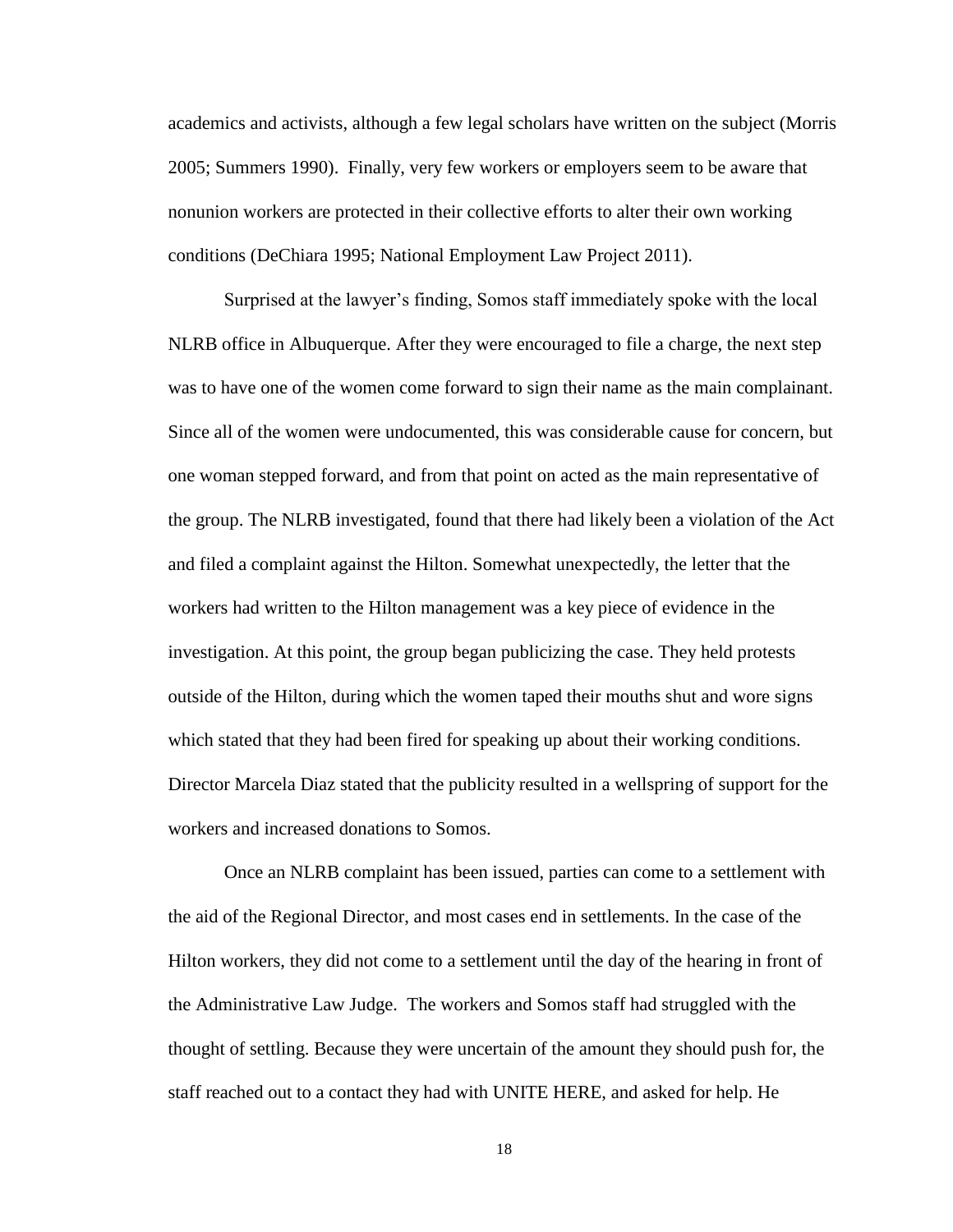academics and activists, although a few legal scholars have written on the subject (Morris 2005; Summers 1990). Finally, very few workers or employers seem to be aware that nonunion workers are protected in their collective efforts to alter their own working conditions (DeChiara 1995; National Employment Law Project 2011).

Surprised at the lawyer's finding, Somos staff immediately spoke with the local NLRB office in Albuquerque. After they were encouraged to file a charge, the next step was to have one of the women come forward to sign their name as the main complainant. Since all of the women were undocumented, this was considerable cause for concern, but one woman stepped forward, and from that point on acted as the main representative of the group. The NLRB investigated, found that there had likely been a violation of the Act and filed a complaint against the Hilton. Somewhat unexpectedly, the letter that the workers had written to the Hilton management was a key piece of evidence in the investigation. At this point, the group began publicizing the case. They held protests outside of the Hilton, during which the women taped their mouths shut and wore signs which stated that they had been fired for speaking up about their working conditions. Director Marcela Diaz stated that the publicity resulted in a wellspring of support for the workers and increased donations to Somos.

Once an NLRB complaint has been issued, parties can come to a settlement with the aid of the Regional Director, and most cases end in settlements. In the case of the Hilton workers, they did not come to a settlement until the day of the hearing in front of the Administrative Law Judge. The workers and Somos staff had struggled with the thought of settling. Because they were uncertain of the amount they should push for, the staff reached out to a contact they had with UNITE HERE, and asked for help. He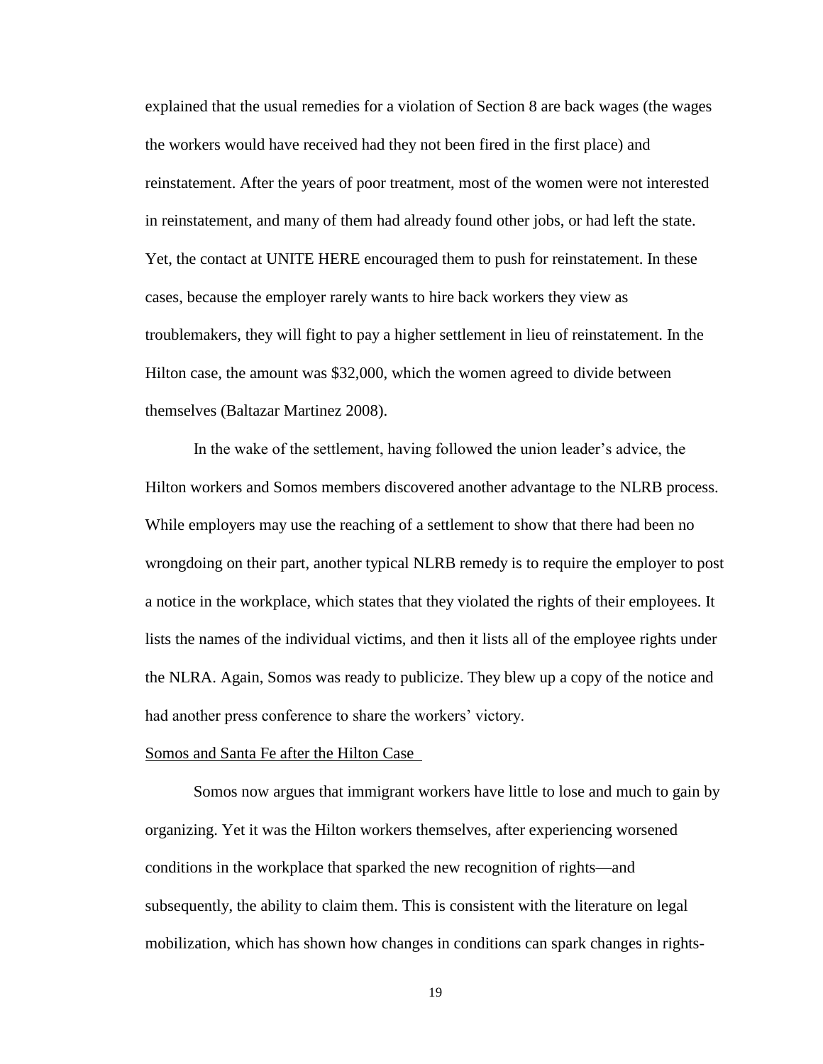explained that the usual remedies for a violation of Section 8 are back wages (the wages the workers would have received had they not been fired in the first place) and reinstatement. After the years of poor treatment, most of the women were not interested in reinstatement, and many of them had already found other jobs, or had left the state. Yet, the contact at UNITE HERE encouraged them to push for reinstatement. In these cases, because the employer rarely wants to hire back workers they view as troublemakers, they will fight to pay a higher settlement in lieu of reinstatement. In the Hilton case, the amount was $32,000, which the women agreed to divide between themselves (Baltazar Martinez 2008).

In the wake of the settlement, having followed the union leader's advice, the Hilton workers and Somos members discovered another advantage to the NLRB process. While employers may use the reaching of a settlement to show that there had been no wrongdoing on their part, another typical NLRB remedy is to require the employer to post a notice in the workplace, which states that they violated the rights of their employees. It lists the names of the individual victims, and then it lists all of the employee rights under the NLRA. Again, Somos was ready to publicize. They blew up a copy of the notice and had another press conference to share the workers' victory.

<u>Somos and Santa Fe after the Hilton Case</u>

Somos now argues that immigrant workers have little to lose and much to gain by organizing. Yet it was the Hilton workers themselves, after experiencing worsened conditions in the workplace that sparked the new recognition of rights—and subsequently, the ability to claim them. This is consistent with the literature on legal mobilization, which has shown how changes in conditions can spark changes in rights-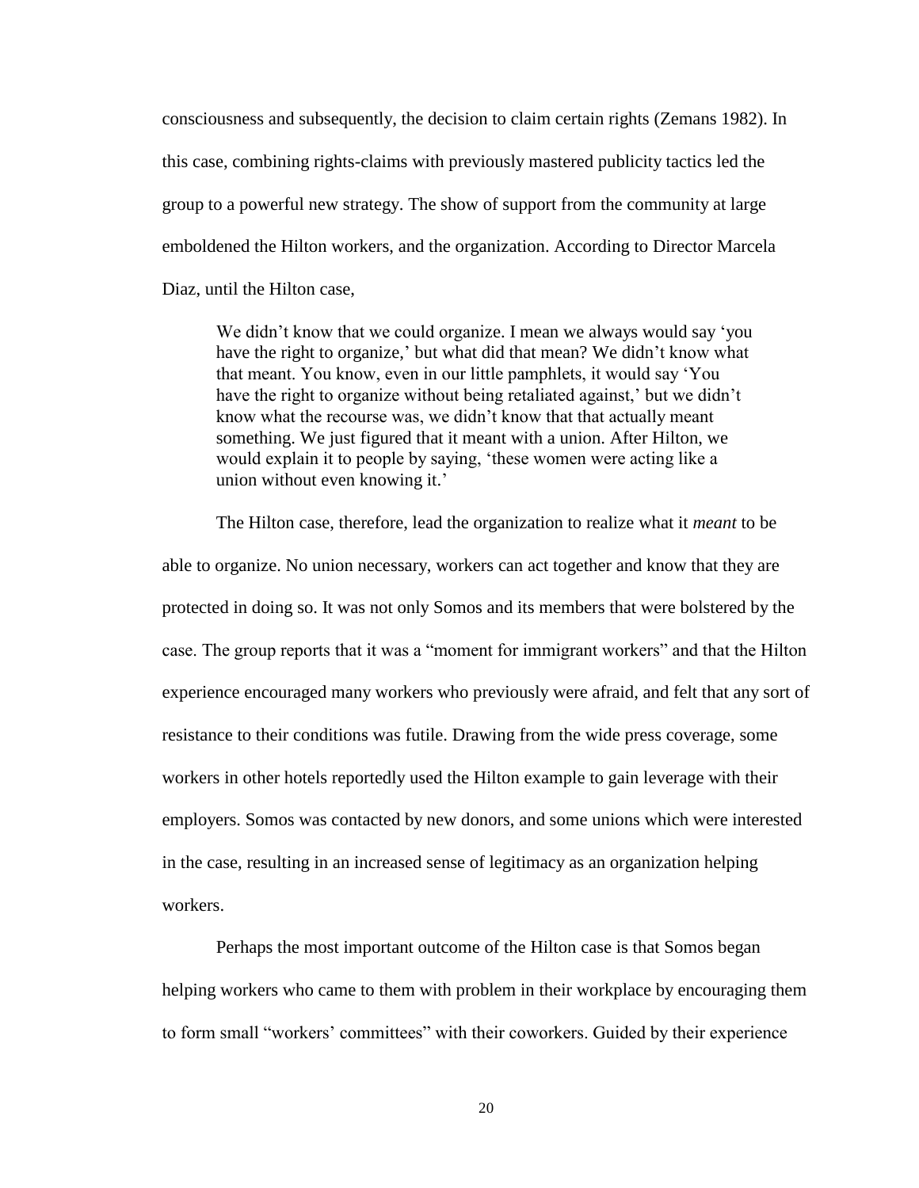consciousness and subsequently, the decision to claim certain rights (Zemans 1982). In this case, combining rights-claims with previously mastered publicity tactics led the group to a powerful new strategy. The show of support from the community at large emboldened the Hilton workers, and the organization. According to Director Marcela Diaz, until the Hilton case,

> We didn't know that we could organize. I mean we always would say 'you have the right to organize,' but what did that mean? We didn't know what that meant. You know, even in our little pamphlets, it would say 'You have the right to organize without being retaliated against,' but we didn't know what the recourse was, we didn't know that that actually meant something. We just figured that it meant with a union. After Hilton, we would explain it to people by saying, 'these women were acting like a union without even knowing it.'

The Hilton case, therefore, lead the organization to realize what it *meant* to be able to organize. No union necessary, workers can act together and know that they are protected in doing so. It was not only Somos and its members that were bolstered by the case. The group reports that it was a "moment for immigrant workers" and that the Hilton experience encouraged many workers who previously were afraid, and felt that any sort of resistance to their conditions was futile. Drawing from the wide press coverage, some workers in other hotels reportedly used the Hilton example to gain leverage with their employers. Somos was contacted by new donors, and some unions which were interested in the case, resulting in an increased sense of legitimacy as an organization helping workers.

Perhaps the most important outcome of the Hilton case is that Somos began helping workers who came to them with problem in their workplace by encouraging them to form small "workers' committees" with their coworkers. Guided by their experience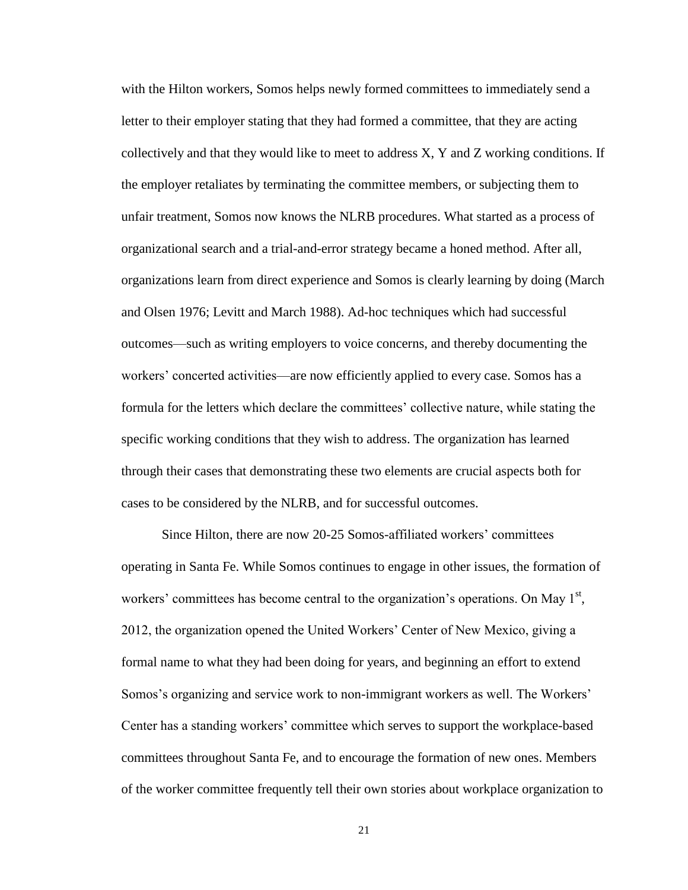with the Hilton workers, Somos helps newly formed committees to immediately send a letter to their employer stating that they had formed a committee, that they are acting collectively and that they would like to meet to address X, Y and Z working conditions. If the employer retaliates by terminating the committee members, or subjecting them to unfair treatment, Somos now knows the NLRB procedures. What started as a process of organizational search and a trial-and-error strategy became a honed method. After all, organizations learn from direct experience and Somos is clearly learning by doing (March and Olsen 1976; Levitt and March 1988). Ad-hoc techniques which had successful outcomes—such as writing employers to voice concerns, and thereby documenting the workers' concerted activities—are now efficiently applied to every case. Somos has a formula for the letters which declare the committees' collective nature, while stating the specific working conditions that they wish to address. The organization has learned through their cases that demonstrating these two elements are crucial aspects both for cases to be considered by the NLRB, and for successful outcomes.

Since Hilton, there are now 20-25 Somos-affiliated workers' committees operating in Santa Fe. While Somos continues to engage in other issues, the formation of workers' committees has become central to the organization's operations. On May 1st, 2012, the organization opened the United Workers' Center of New Mexico, giving a formal name to what they had been doing for years, and beginning an effort to extend Somos's organizing and service work to non-immigrant workers as well. The Workers' Center has a standing workers' committee which serves to support the workplace-based committees throughout Santa Fe, and to encourage the formation of new ones. Members of the worker committee frequently tell their own stories about workplace organization to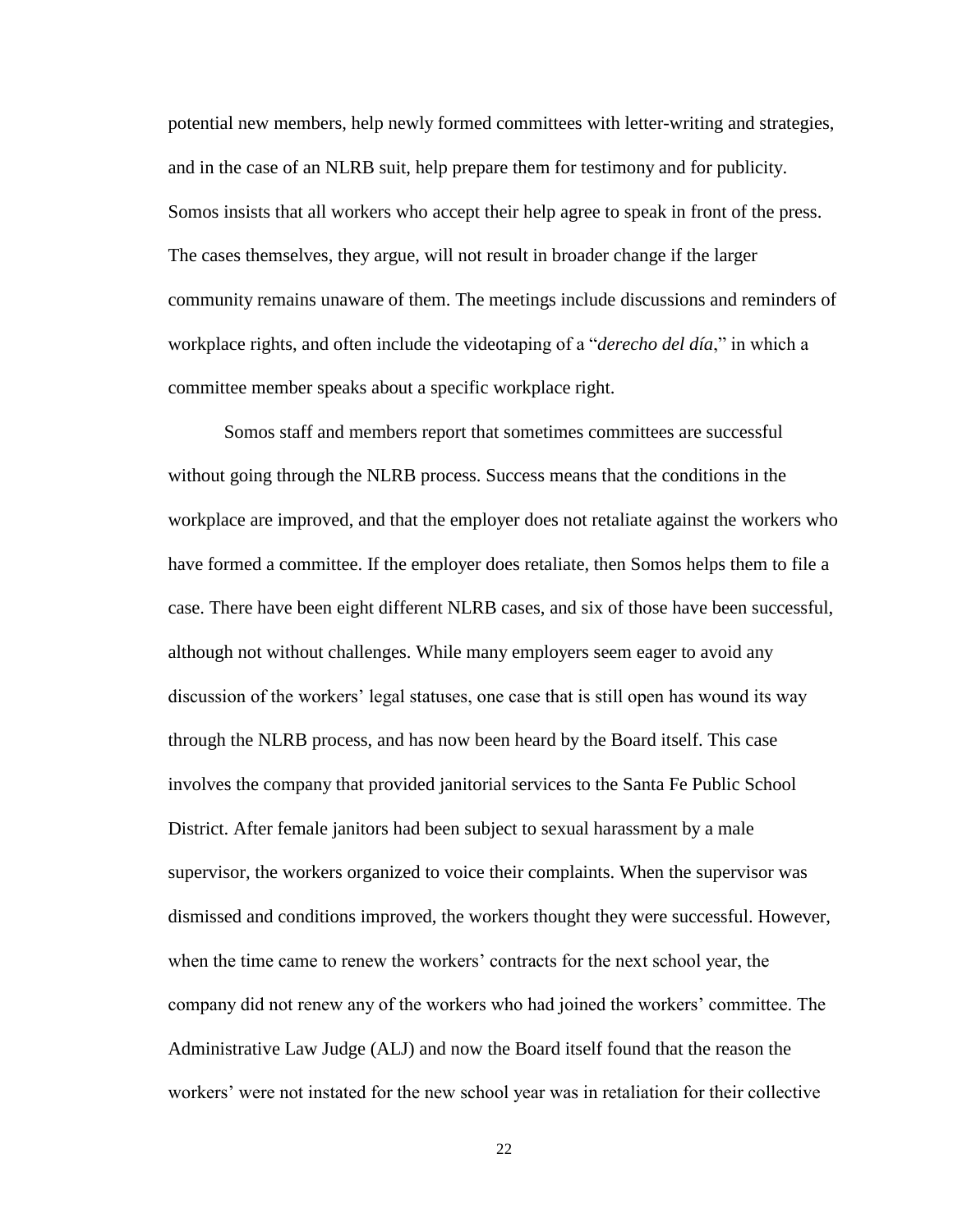potential new members, help newly formed committees with letter-writing and strategies, and in the case of an NLRB suit, help prepare them for testimony and for publicity. Somos insists that all workers who accept their help agree to speak in front of the press. The cases themselves, they argue, will not result in broader change if the larger community remains unaware of them. The meetings include discussions and reminders of workplace rights, and often include the videotaping of a "*derecho del día*," in which a committee member speaks about a specific workplace right.

Somos staff and members report that sometimes committees are successful without going through the NLRB process. Success means that the conditions in the workplace are improved, and that the employer does not retaliate against the workers who have formed a committee. If the employer does retaliate, then Somos helps them to file a case. There have been eight different NLRB cases, and six of those have been successful, although not without challenges. While many employers seem eager to avoid any discussion of the workers' legal statuses, one case that is still open has wound its way through the NLRB process, and has now been heard by the Board itself. This case involves the company that provided janitorial services to the Santa Fe Public School District. After female janitors had been subject to sexual harassment by a male supervisor, the workers organized to voice their complaints. When the supervisor was dismissed and conditions improved, the workers thought they were successful. However, when the time came to renew the workers' contracts for the next school year, the company did not renew any of the workers who had joined the workers' committee. The Administrative Law Judge (ALJ) and now the Board itself found that the reason the workers' were not instated for the new school year was in retaliation for their collective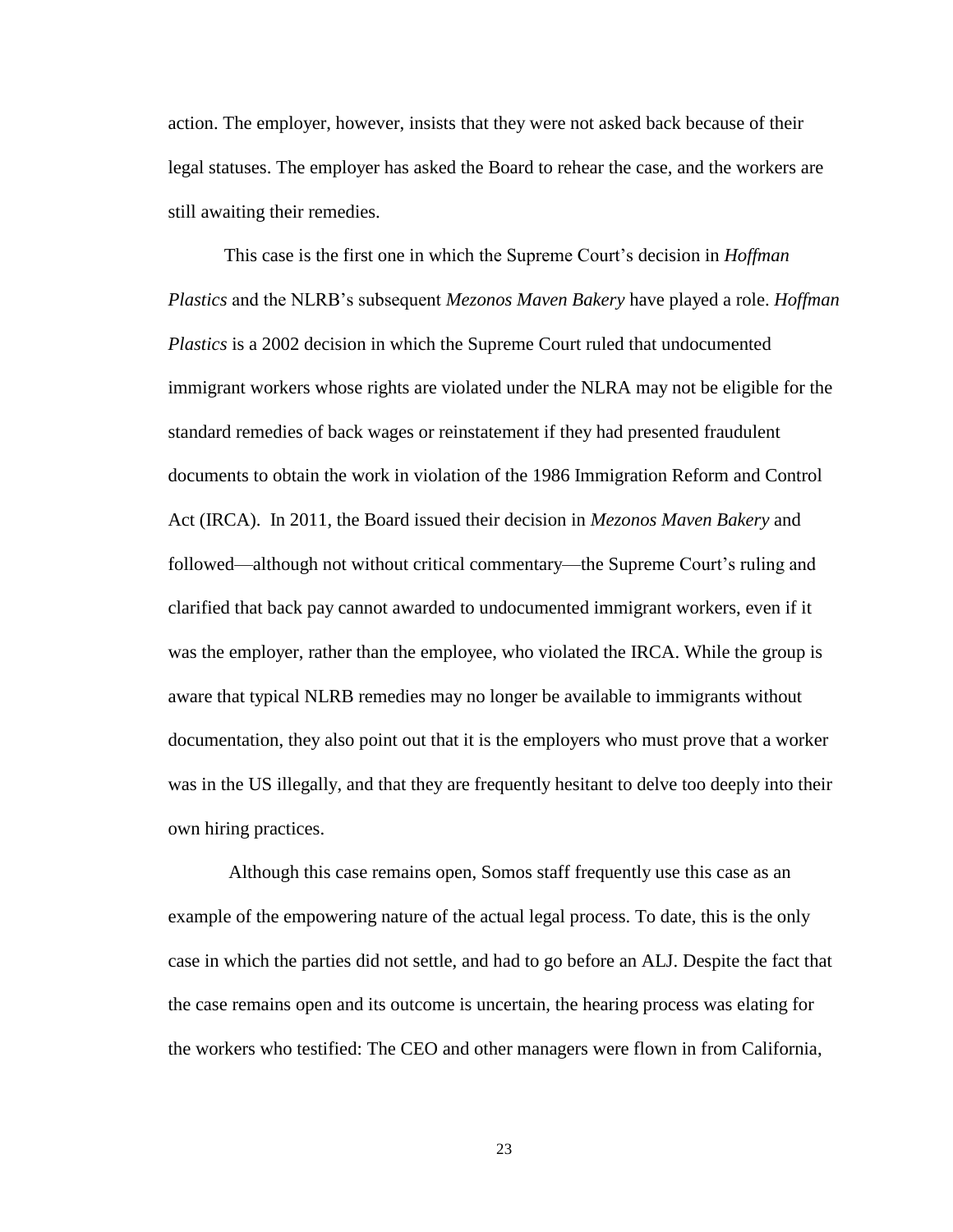action. The employer, however, insists that they were not asked back because of their legal statuses. The employer has asked the Board to rehear the case, and the workers are still awaiting their remedies.

This case is the first one in which the Supreme Court's decision in *Hoffman Plastics* and the NLRB's subsequent *Mezonos Maven Bakery* have played a role. *Hoffman Plastics* is a 2002 decision in which the Supreme Court ruled that undocumented immigrant workers whose rights are violated under the NLRA may not be eligible for the standard remedies of back wages or reinstatement if they had presented fraudulent documents to obtain the work in violation of the 1986 Immigration Reform and Control Act (IRCA). In 2011, the Board issued their decision in *Mezonos Maven Bakery* and followed—although not without critical commentary—the Supreme Court's ruling and clarified that back pay cannot awarded to undocumented immigrant workers, even if it was the employer, rather than the employee, who violated the IRCA. While the group is aware that typical NLRB remedies may no longer be available to immigrants without documentation, they also point out that it is the employers who must prove that a worker was in the US illegally, and that they are frequently hesitant to delve too deeply into their own hiring practices.

Although this case remains open, Somos staff frequently use this case as an example of the empowering nature of the actual legal process. To date, this is the only case in which the parties did not settle, and had to go before an ALJ. Despite the fact that the case remains open and its outcome is uncertain, the hearing process was elating for the workers who testified: The CEO and other managers were flown in from California,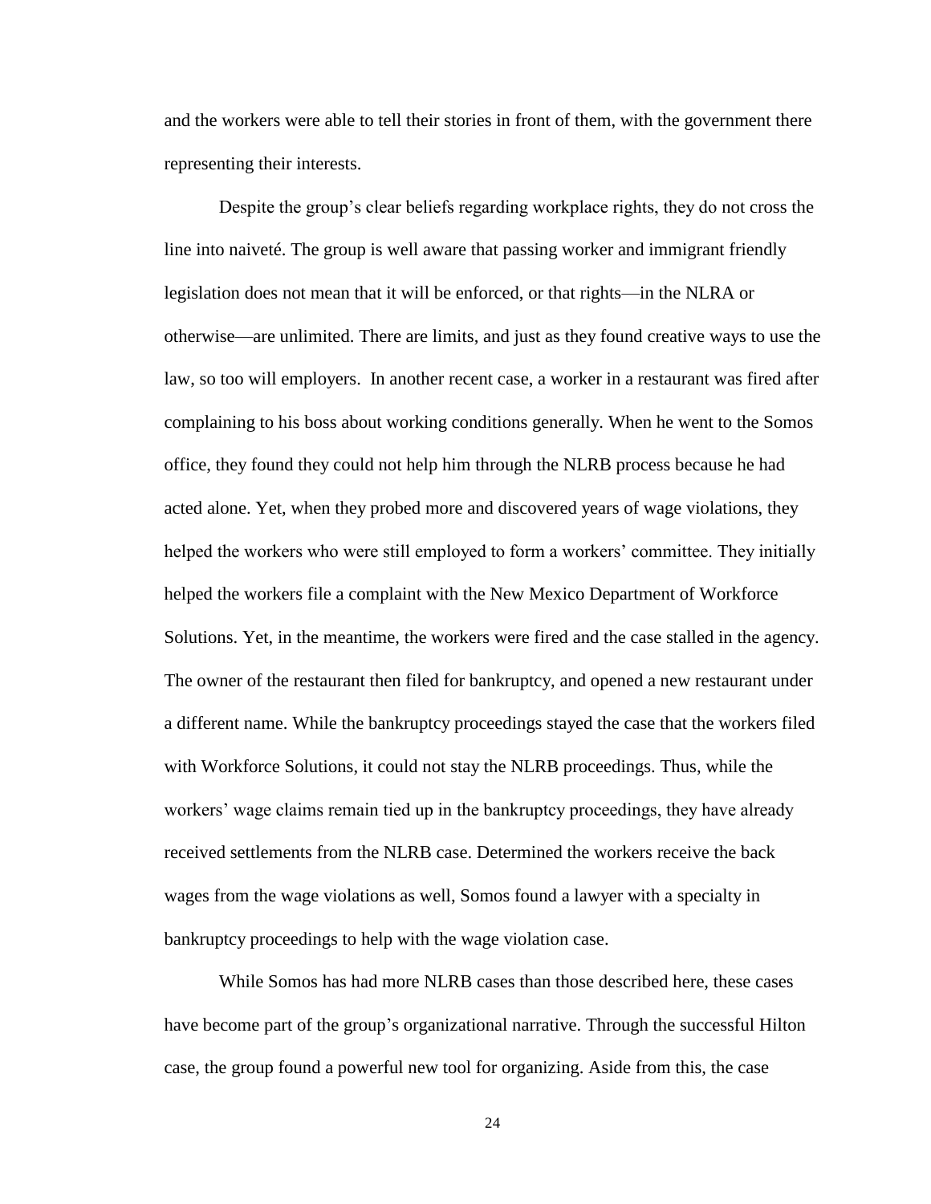and the workers were able to tell their stories in front of them, with the government there representing their interests.

Despite the group's clear beliefs regarding workplace rights, they do not cross the line into naiveté. The group is well aware that passing worker and immigrant friendly legislation does not mean that it will be enforced, or that rights—in the NLRA or otherwise—are unlimited. There are limits, and just as they found creative ways to use the law, so too will employers. In another recent case, a worker in a restaurant was fired after complaining to his boss about working conditions generally. When he went to the Somos office, they found they could not help him through the NLRB process because he had acted alone. Yet, when they probed more and discovered years of wage violations, they helped the workers who were still employed to form a workers' committee. They initially helped the workers file a complaint with the New Mexico Department of Workforce Solutions. Yet, in the meantime, the workers were fired and the case stalled in the agency. The owner of the restaurant then filed for bankruptcy, and opened a new restaurant under a different name. While the bankruptcy proceedings stayed the case that the workers filed with Workforce Solutions, it could not stay the NLRB proceedings. Thus, while the workers' wage claims remain tied up in the bankruptcy proceedings, they have already received settlements from the NLRB case. Determined the workers receive the back wages from the wage violations as well, Somos found a lawyer with a specialty in bankruptcy proceedings to help with the wage violation case.

While Somos has had more NLRB cases than those described here, these cases have become part of the group's organizational narrative. Through the successful Hilton case, the group found a powerful new tool for organizing. Aside from this, the case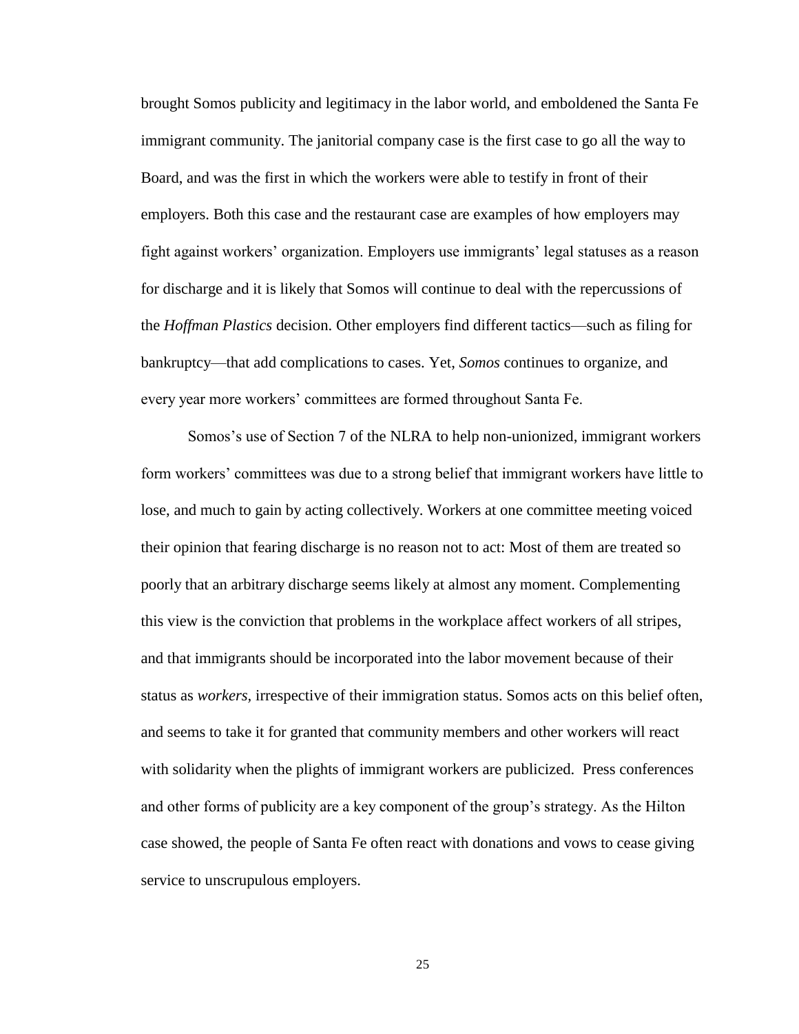brought Somos publicity and legitimacy in the labor world, and emboldened the Santa Fe immigrant community. The janitorial company case is the first case to go all the way to Board, and was the first in which the workers were able to testify in front of their employers. Both this case and the restaurant case are examples of how employers may fight against workers' organization. Employers use immigrants' legal statuses as a reason for discharge and it is likely that Somos will continue to deal with the repercussions of the *Hoffman Plastics* decision. Other employers find different tactics—such as filing for bankruptcy—that add complications to cases. Yet, *Somos* continues to organize, and every year more workers' committees are formed throughout Santa Fe.

Somos's use of Section 7 of the NLRA to help non-unionized, immigrant workers form workers' committees was due to a strong belief that immigrant workers have little to lose, and much to gain by acting collectively. Workers at one committee meeting voiced their opinion that fearing discharge is no reason not to act: Most of them are treated so poorly that an arbitrary discharge seems likely at almost any moment. Complementing this view is the conviction that problems in the workplace affect workers of all stripes, and that immigrants should be incorporated into the labor movement because of their status as *workers*, irrespective of their immigration status. Somos acts on this belief often, and seems to take it for granted that community members and other workers will react with solidarity when the plights of immigrant workers are publicized. Press conferences and other forms of publicity are a key component of the group's strategy. As the Hilton case showed, the people of Santa Fe often react with donations and vows to cease giving service to unscrupulous employers.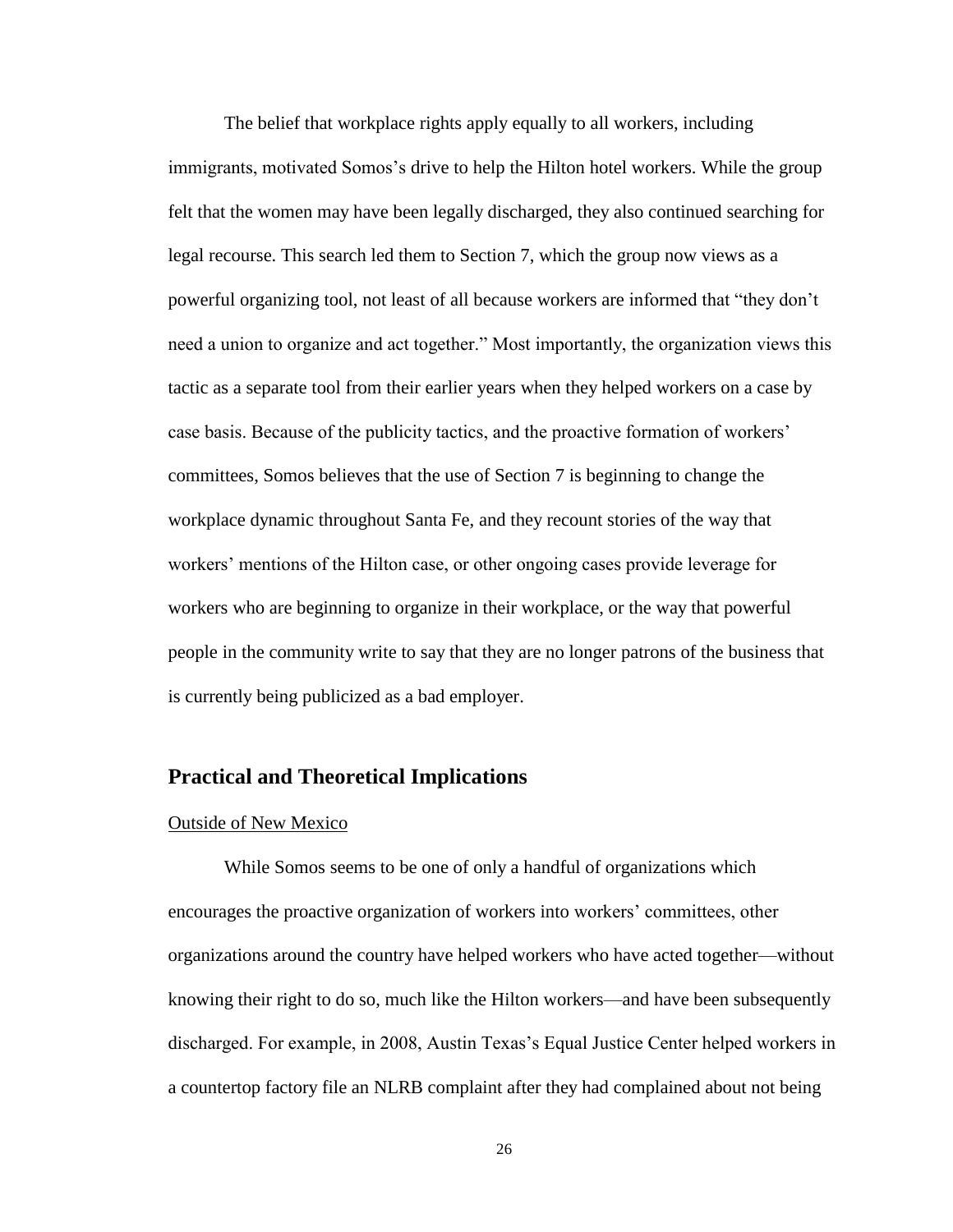The belief that workplace rights apply equally to all workers, including immigrants, motivated Somos's drive to help the Hilton hotel workers. While the group felt that the women may have been legally discharged, they also continued searching for legal recourse. This search led them to Section 7, which the group now views as a powerful organizing tool, not least of all because workers are informed that "they don't need a union to organize and act together." Most importantly, the organization views this tactic as a separate tool from their earlier years when they helped workers on a case by case basis. Because of the publicity tactics, and the proactive formation of workers' committees, Somos believes that the use of Section 7 is beginning to change the workplace dynamic throughout Santa Fe, and they recount stories of the way that workers' mentions of the Hilton case, or other ongoing cases provide leverage for workers who are beginning to organize in their workplace, or the way that powerful people in the community write to say that they are no longer patrons of the business that is currently being publicized as a bad employer.

## Practical and Theoretical Implications

### Outside of New Mexico

While Somos seems to be one of only a handful of organizations which encourages the proactive organization of workers into workers' committees, other organizations around the country have helped workers who have acted together—without knowing their right to do so, much like the Hilton workers—and have been subsequently discharged. For example, in 2008, Austin Texas's Equal Justice Center helped workers in a countertop factory file an NLRB complaint after they had complained about not being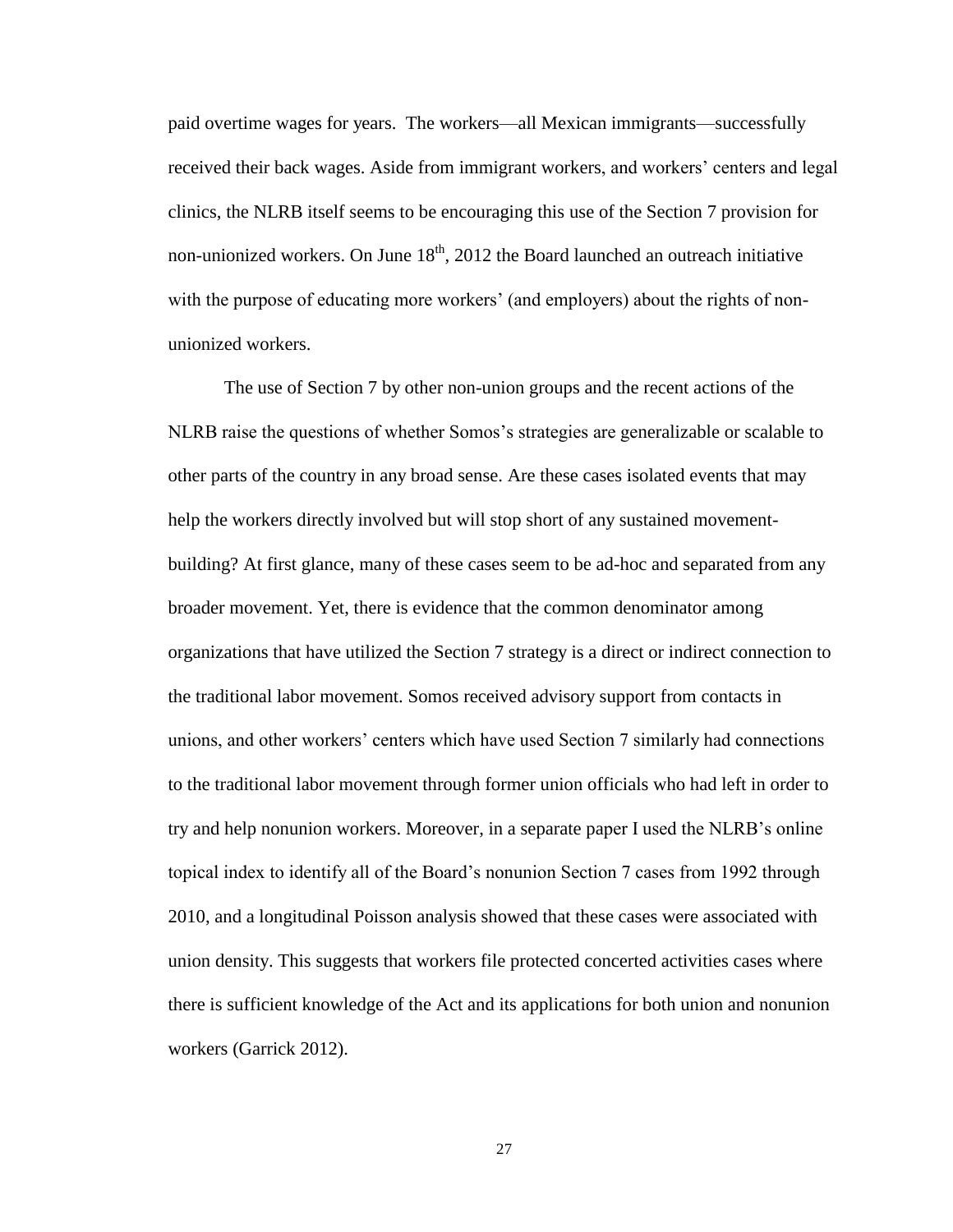paid overtime wages for years. The workers—all Mexican immigrants—successfully received their back wages. Aside from immigrant workers, and workers' centers and legal clinics, the NLRB itself seems to be encouraging this use of the Section 7 provision for non-unionized workers. On June 18th, 2012 the Board launched an outreach initiative with the purpose of educating more workers' (and employers) about the rights of non-unionized workers.

The use of Section 7 by other non-union groups and the recent actions of the NLRB raise the questions of whether Somos's strategies are generalizable or scalable to other parts of the country in any broad sense. Are these cases isolated events that may help the workers directly involved but will stop short of any sustained movement-building? At first glance, many of these cases seem to be ad-hoc and separated from any broader movement. Yet, there is evidence that the common denominator among organizations that have utilized the Section 7 strategy is a direct or indirect connection to the traditional labor movement. Somos received advisory support from contacts in unions, and other workers' centers which have used Section 7 similarly had connections to the traditional labor movement through former union officials who had left in order to try and help nonunion workers. Moreover, in a separate paper I used the NLRB's online topical index to identify all of the Board's nonunion Section 7 cases from 1992 through 2010, and a longitudinal Poisson analysis showed that these cases were associated with union density. This suggests that workers file protected concerted activities cases where there is sufficient knowledge of the Act and its applications for both union and nonunion workers (Garrick 2012).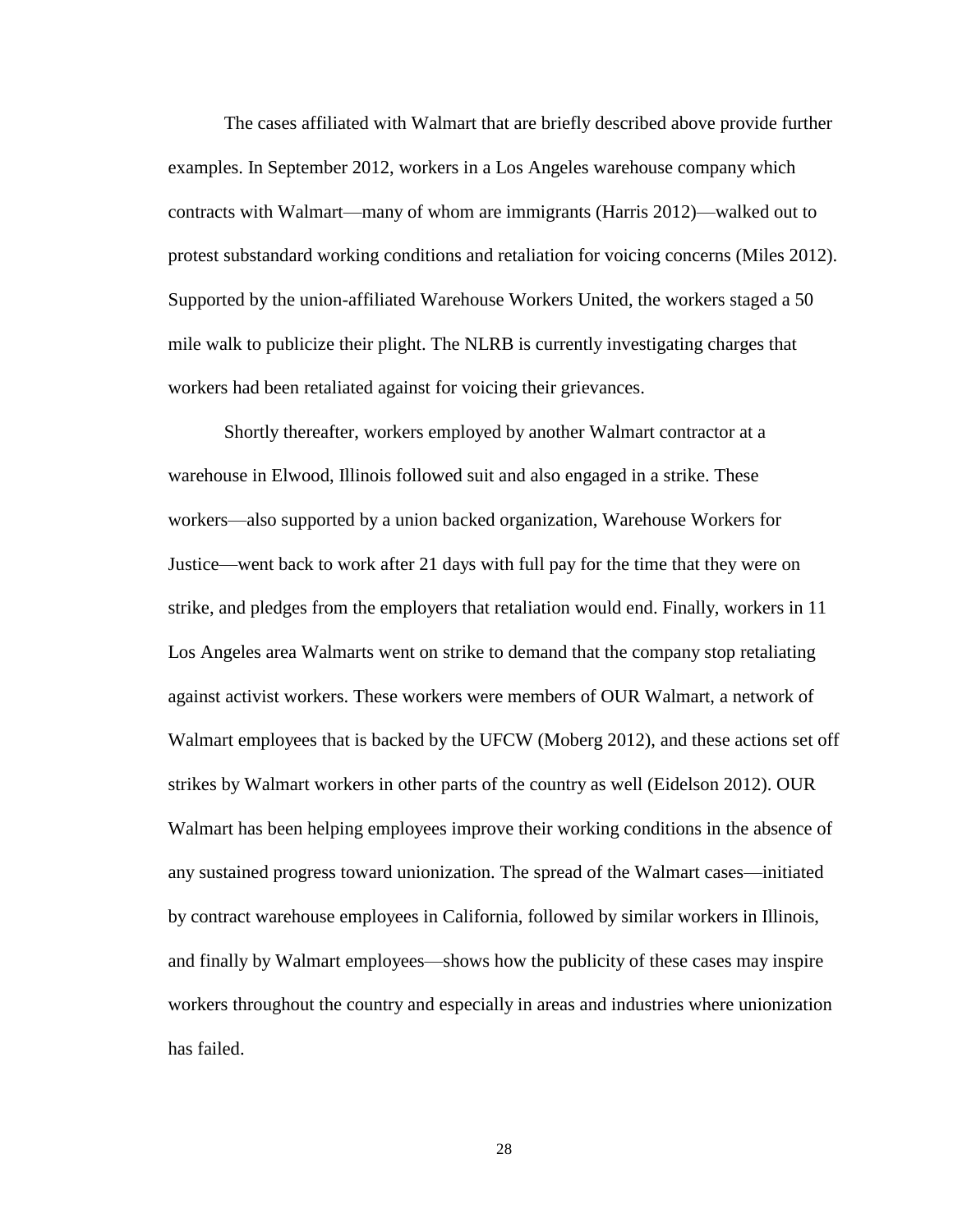The cases affiliated with Walmart that are briefly described above provide further examples. In September 2012, workers in a Los Angeles warehouse company which contracts with Walmart—many of whom are immigrants (Harris 2012)—walked out to protest substandard working conditions and retaliation for voicing concerns (Miles 2012). Supported by the union-affiliated Warehouse Workers United, the workers staged a 50 mile walk to publicize their plight. The NLRB is currently investigating charges that workers had been retaliated against for voicing their grievances.

Shortly thereafter, workers employed by another Walmart contractor at a warehouse in Elwood, Illinois followed suit and also engaged in a strike. These workers—also supported by a union backed organization, Warehouse Workers for Justice—went back to work after 21 days with full pay for the time that they were on strike, and pledges from the employers that retaliation would end. Finally, workers in 11 Los Angeles area Walmarts went on strike to demand that the company stop retaliating against activist workers. These workers were members of OUR Walmart, a network of Walmart employees that is backed by the UFCW (Moberg 2012), and these actions set off strikes by Walmart workers in other parts of the country as well (Eidelson 2012). OUR Walmart has been helping employees improve their working conditions in the absence of any sustained progress toward unionization. The spread of the Walmart cases—initiated by contract warehouse employees in California, followed by similar workers in Illinois, and finally by Walmart employees—shows how the publicity of these cases may inspire workers throughout the country and especially in areas and industries where unionization has failed.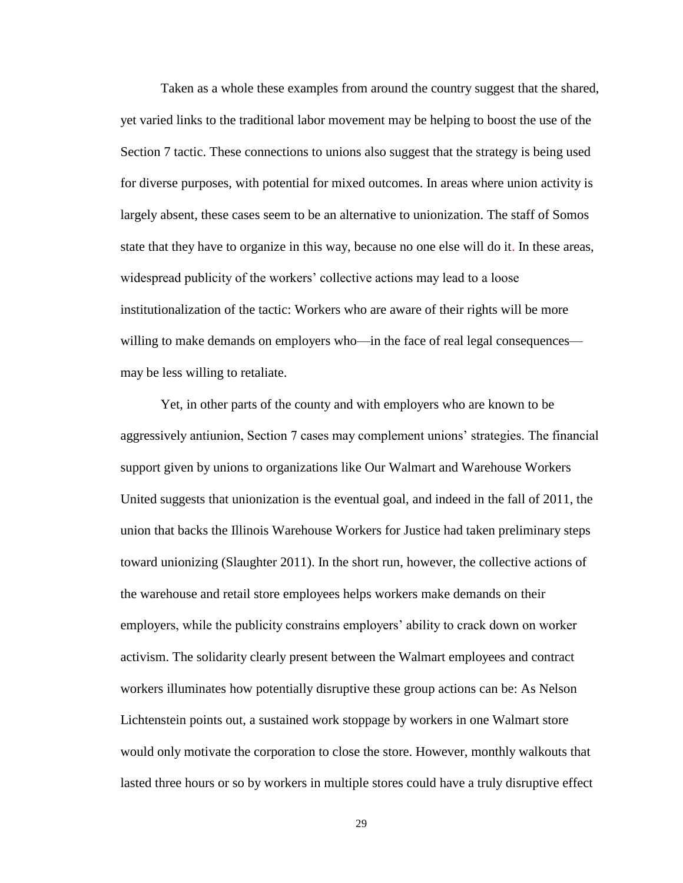Taken as a whole these examples from around the country suggest that the shared, yet varied links to the traditional labor movement may be helping to boost the use of the Section 7 tactic. These connections to unions also suggest that the strategy is being used for diverse purposes, with potential for mixed outcomes. In areas where union activity is largely absent, these cases seem to be an alternative to unionization. The staff of Somos state that they have to organize in this way, because no one else will do it. In these areas, widespread publicity of the workers' collective actions may lead to a loose institutionalization of the tactic: Workers who are aware of their rights will be more willing to make demands on employers who—in the face of real legal consequences—may be less willing to retaliate.

Yet, in other parts of the county and with employers who are known to be aggressively antiunion, Section 7 cases may complement unions' strategies. The financial support given by unions to organizations like Our Walmart and Warehouse Workers United suggests that unionization is the eventual goal, and indeed in the fall of 2011, the union that backs the Illinois Warehouse Workers for Justice had taken preliminary steps toward unionizing (Slaughter 2011). In the short run, however, the collective actions of the warehouse and retail store employees helps workers make demands on their employers, while the publicity constrains employers' ability to crack down on worker activism. The solidarity clearly present between the Walmart employees and contract workers illuminates how potentially disruptive these group actions can be: As Nelson Lichtenstein points out, a sustained work stoppage by workers in one Walmart store would only motivate the corporation to close the store. However, monthly walkouts that lasted three hours or so by workers in multiple stores could have a truly disruptive effect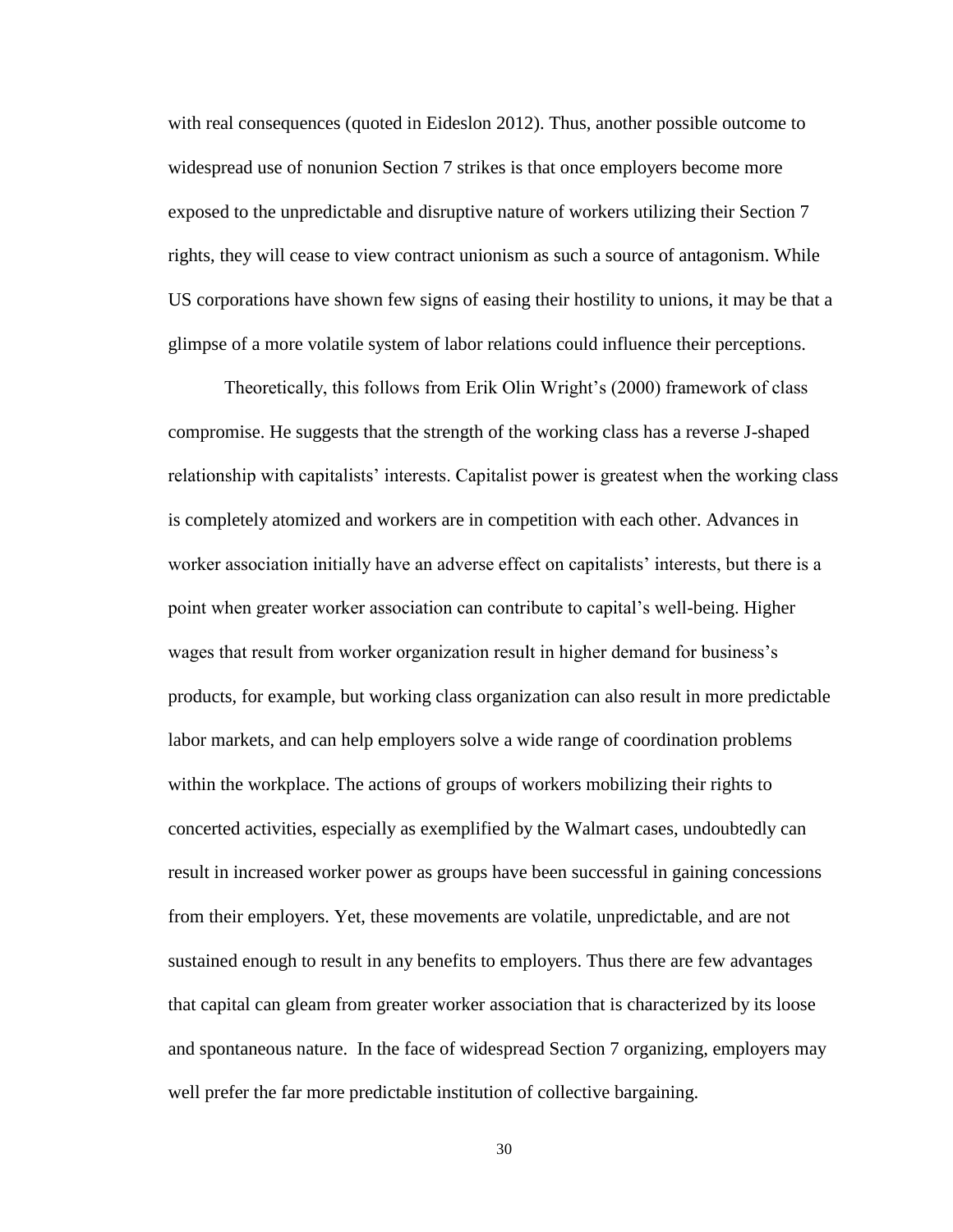with real consequences (quoted in Eideslon 2012). Thus, another possible outcome to widespread use of nonunion Section 7 strikes is that once employers become more exposed to the unpredictable and disruptive nature of workers utilizing their Section 7 rights, they will cease to view contract unionism as such a source of antagonism. While US corporations have shown few signs of easing their hostility to unions, it may be that a glimpse of a more volatile system of labor relations could influence their perceptions.

Theoretically, this follows from Erik Olin Wright's (2000) framework of class compromise. He suggests that the strength of the working class has a reverse J-shaped relationship with capitalists' interests. Capitalist power is greatest when the working class is completely atomized and workers are in competition with each other. Advances in worker association initially have an adverse effect on capitalists' interests, but there is a point when greater worker association can contribute to capital's well-being. Higher wages that result from worker organization result in higher demand for business's products, for example, but working class organization can also result in more predictable labor markets, and can help employers solve a wide range of coordination problems within the workplace. The actions of groups of workers mobilizing their rights to concerted activities, especially as exemplified by the Walmart cases, undoubtedly can result in increased worker power as groups have been successful in gaining concessions from their employers. Yet, these movements are volatile, unpredictable, and are not sustained enough to result in any benefits to employers. Thus there are few advantages that capital can gleam from greater worker association that is characterized by its loose and spontaneous nature. In the face of widespread Section 7 organizing, employers may well prefer the far more predictable institution of collective bargaining.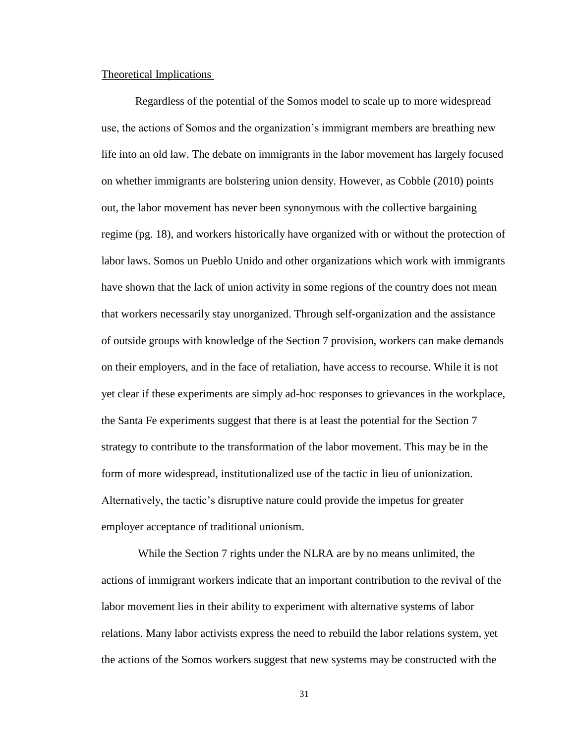Theoretical Implications

Regardless of the potential of the Somos model to scale up to more widespread use, the actions of Somos and the organization's immigrant members are breathing new life into an old law. The debate on immigrants in the labor movement has largely focused on whether immigrants are bolstering union density. However, as Cobble (2010) points out, the labor movement has never been synonymous with the collective bargaining regime (pg. 18), and workers historically have organized with or without the protection of labor laws. Somos un Pueblo Unido and other organizations which work with immigrants have shown that the lack of union activity in some regions of the country does not mean that workers necessarily stay unorganized. Through self-organization and the assistance of outside groups with knowledge of the Section 7 provision, workers can make demands on their employers, and in the face of retaliation, have access to recourse. While it is not yet clear if these experiments are simply ad-hoc responses to grievances in the workplace, the Santa Fe experiments suggest that there is at least the potential for the Section 7 strategy to contribute to the transformation of the labor movement. This may be in the form of more widespread, institutionalized use of the tactic in lieu of unionization. Alternatively, the tactic's disruptive nature could provide the impetus for greater employer acceptance of traditional unionism.

While the Section 7 rights under the NLRA are by no means unlimited, the actions of immigrant workers indicate that an important contribution to the revival of the labor movement lies in their ability to experiment with alternative systems of labor relations. Many labor activists express the need to rebuild the labor relations system, yet the actions of the Somos workers suggest that new systems may be constructed with the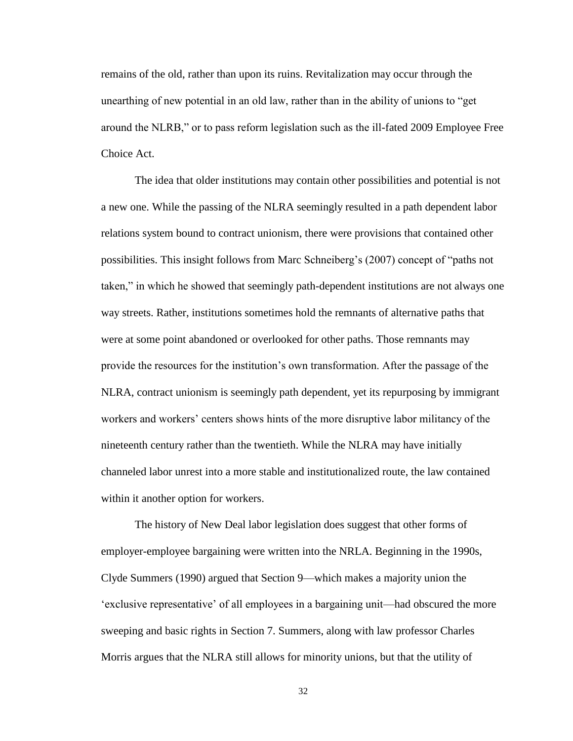remains of the old, rather than upon its ruins. Revitalization may occur through the unearthing of new potential in an old law, rather than in the ability of unions to "get around the NLRB," or to pass reform legislation such as the ill-fated 2009 Employee Free Choice Act.

The idea that older institutions may contain other possibilities and potential is not a new one. While the passing of the NLRA seemingly resulted in a path dependent labor relations system bound to contract unionism, there were provisions that contained other possibilities. This insight follows from Marc Schneiberg's (2007) concept of "paths not taken," in which he showed that seemingly path-dependent institutions are not always one way streets. Rather, institutions sometimes hold the remnants of alternative paths that were at some point abandoned or overlooked for other paths. Those remnants may provide the resources for the institution's own transformation. After the passage of the NLRA, contract unionism is seemingly path dependent, yet its repurposing by immigrant workers and workers' centers shows hints of the more disruptive labor militancy of the nineteenth century rather than the twentieth. While the NLRA may have initially channeled labor unrest into a more stable and institutionalized route, the law contained within it another option for workers.

The history of New Deal labor legislation does suggest that other forms of employer-employee bargaining were written into the NRLA. Beginning in the 1990s, Clyde Summers (1990) argued that Section 9—which makes a majority union the 'exclusive representative' of all employees in a bargaining unit—had obscured the more sweeping and basic rights in Section 7. Summers, along with law professor Charles Morris argues that the NLRA still allows for minority unions, but that the utility of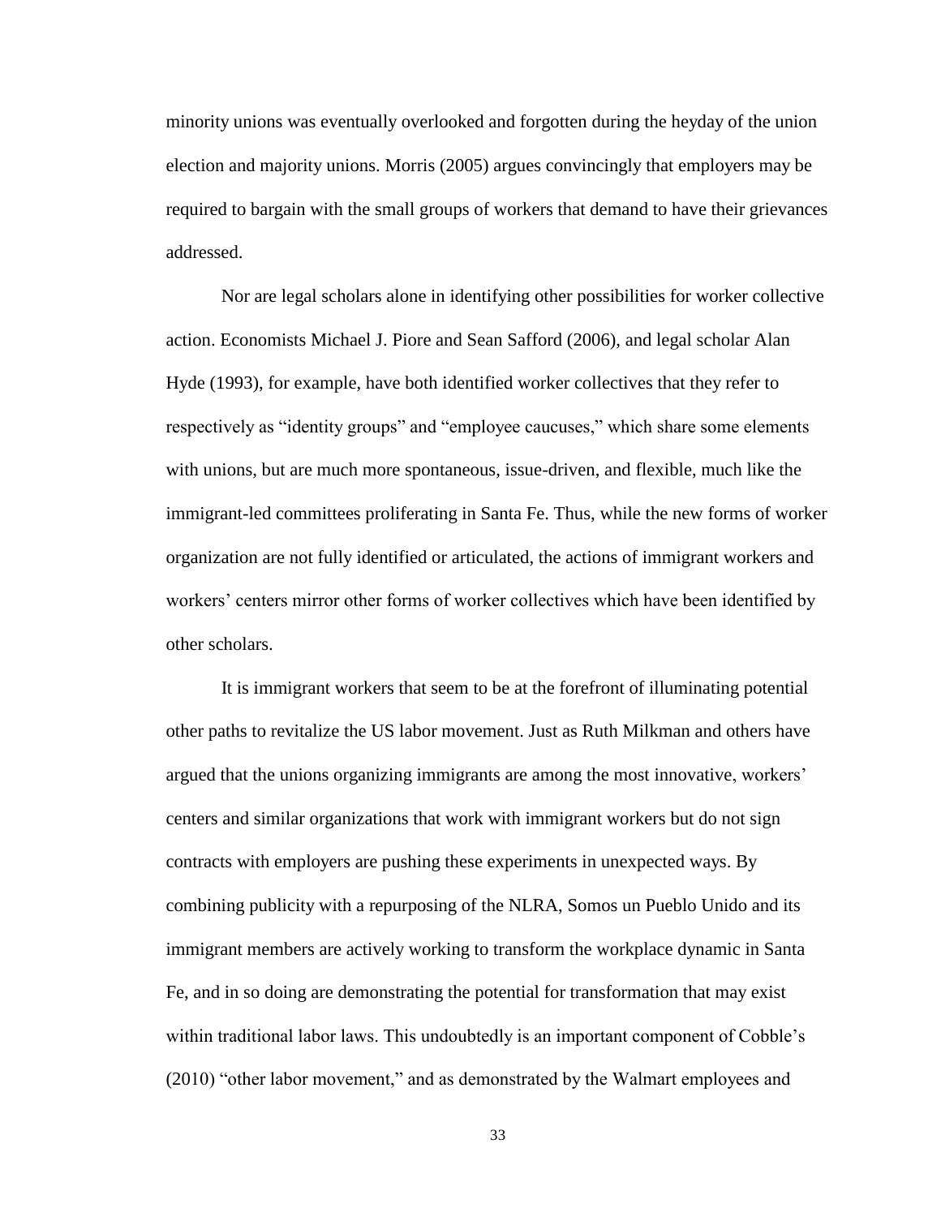minority unions was eventually overlooked and forgotten during the heyday of the union election and majority unions. Morris (2005) argues convincingly that employers may be required to bargain with the small groups of workers that demand to have their grievances addressed.

Nor are legal scholars alone in identifying other possibilities for worker collective action. Economists Michael J. Piore and Sean Safford (2006), and legal scholar Alan Hyde (1993), for example, have both identified worker collectives that they refer to respectively as "identity groups" and "employee caucuses," which share some elements with unions, but are much more spontaneous, issue-driven, and flexible, much like the immigrant-led committees proliferating in Santa Fe. Thus, while the new forms of worker organization are not fully identified or articulated, the actions of immigrant workers and workers' centers mirror other forms of worker collectives which have been identified by other scholars.

It is immigrant workers that seem to be at the forefront of illuminating potential other paths to revitalize the US labor movement. Just as Ruth Milkman and others have argued that the unions organizing immigrants are among the most innovative, workers' centers and similar organizations that work with immigrant workers but do not sign contracts with employers are pushing these experiments in unexpected ways. By combining publicity with a repurposing of the NLRA, Somos un Pueblo Unido and its immigrant members are actively working to transform the workplace dynamic in Santa Fe, and in so doing are demonstrating the potential for transformation that may exist within traditional labor laws. This undoubtedly is an important component of Cobble's (2010) "other labor movement," and as demonstrated by the Walmart employees and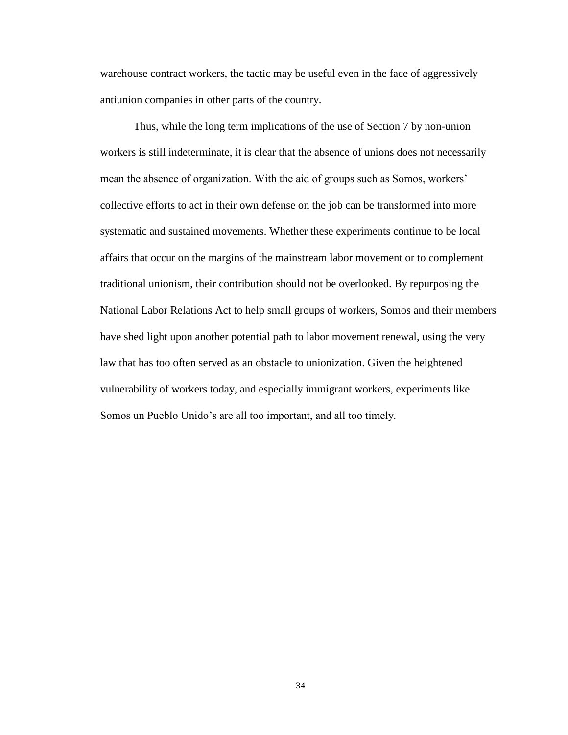warehouse contract workers, the tactic may be useful even in the face of aggressively antiunion companies in other parts of the country.

Thus, while the long term implications of the use of Section 7 by non-union workers is still indeterminate, it is clear that the absence of unions does not necessarily mean the absence of organization. With the aid of groups such as Somos, workers' collective efforts to act in their own defense on the job can be transformed into more systematic and sustained movements. Whether these experiments continue to be local affairs that occur on the margins of the mainstream labor movement or to complement traditional unionism, their contribution should not be overlooked. By repurposing the National Labor Relations Act to help small groups of workers, Somos and their members have shed light upon another potential path to labor movement renewal, using the very law that has too often served as an obstacle to unionization. Given the heightened vulnerability of workers today, and especially immigrant workers, experiments like Somos un Pueblo Unido's are all too important, and all too timely.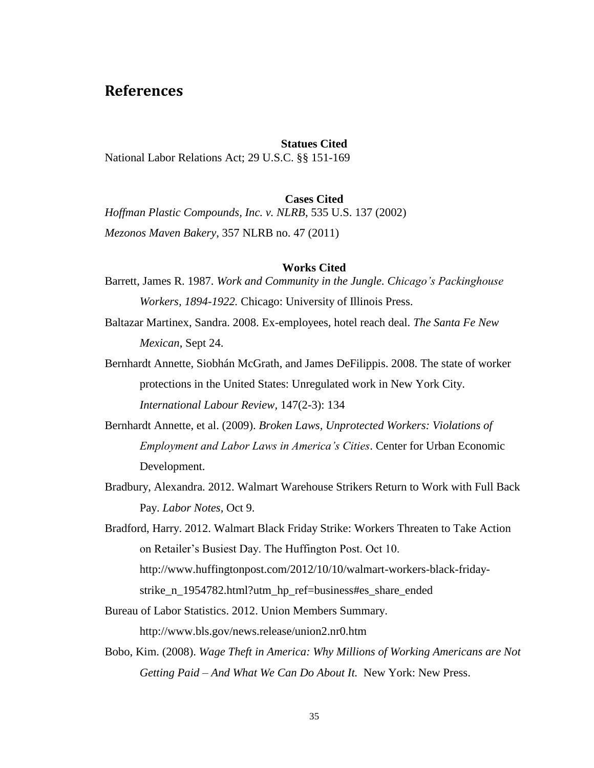## References

**Statues Cited**

National Labor Relations Act; 29 U.S.C. §§ 151-169

**Cases Cited**

*Hoffman Plastic Compounds, Inc. v. NLRB*, 535 U.S. 137 (2002)

*Mezonos Maven Bakery*, 357 NLRB no. 47 (2011)

**Works Cited**

Barrett, James R. 1987. *Work and Community in the Jungle. Chicago's Packinghouse Workers, 1894-1922.* Chicago: University of Illinois Press.

Baltazar Martinex, Sandra. 2008. Ex-employees, hotel reach deal. *The Santa Fe New Mexican*, Sept 24.

Bernhardt Annette, Siobhán McGrath, and James DeFilippis. 2008. The state of worker protections in the United States: Unregulated work in New York City. *International Labour Review*, 147(2-3): 134

Bernhardt Annette, et al. (2009). *Broken Laws, Unprotected Workers: Violations of Employment and Labor Laws in America's Cities*. Center for Urban Economic Development.

Bradbury, Alexandra. 2012. Walmart Warehouse Strikers Return to Work with Full Back Pay. *Labor Notes*, Oct 9.

Bradford, Harry. 2012. Walmart Black Friday Strike: Workers Threaten to Take Action on Retailer's Busiest Day. The Huffington Post. Oct 10. http://www.huffingtonpost.com/2012/10/10/walmart-workers-black-friday-strike_n_1954782.html?utm_hp_ref=business#es_share_ended

Bureau of Labor Statistics. 2012. Union Members Summary. http://www.bls.gov/news.release/union2.nr0.htm

Bobo, Kim. (2008). *Wage Theft in America: Why Millions of Working Americans are Not Getting Paid – And What We Can Do About It.* New York: New Press.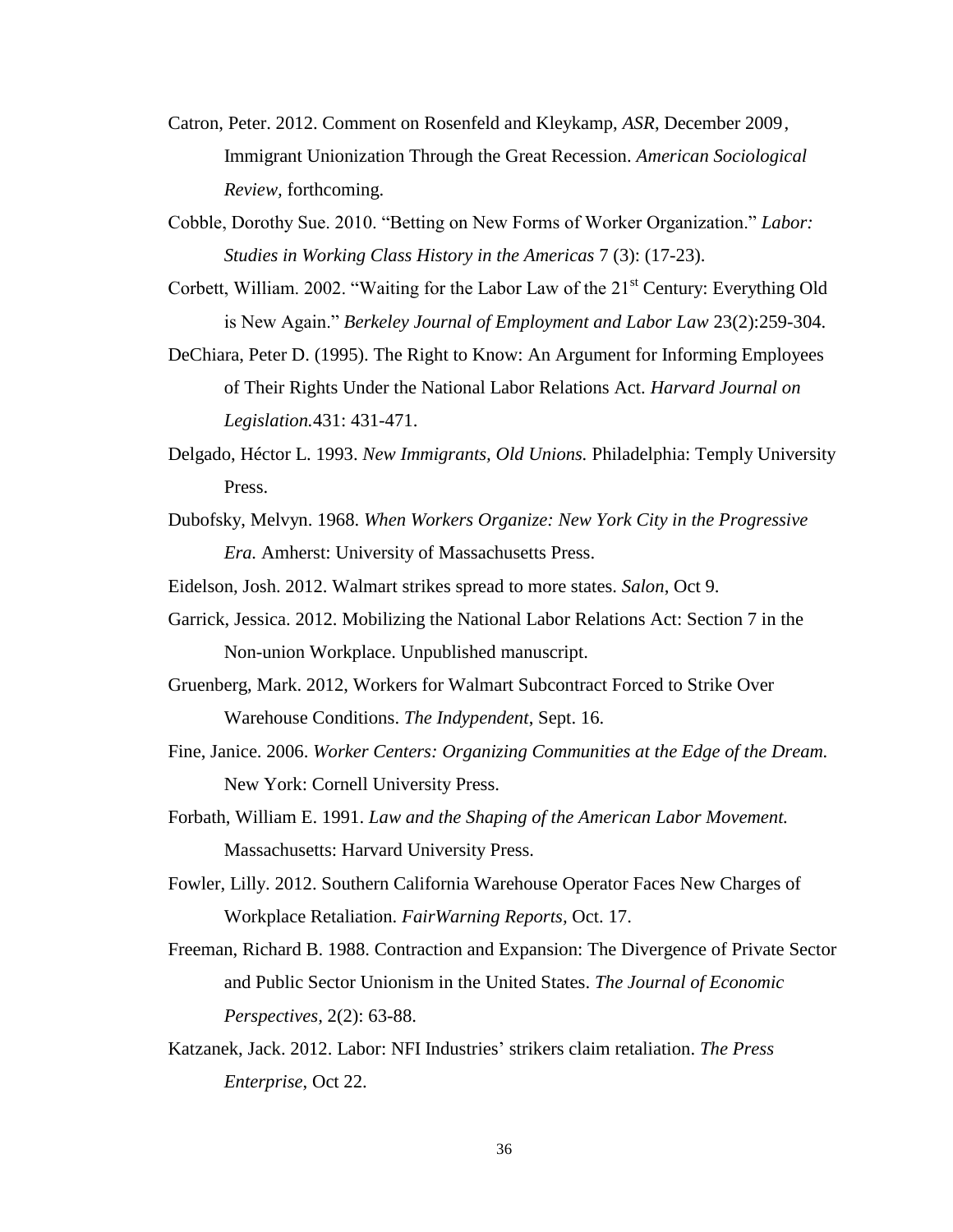Catron, Peter. 2012. Comment on Rosenfeld and Kleykamp, *ASR*, December 2009, Immigrant Unionization Through the Great Recession. *American Sociological Review*, forthcoming.

Cobble, Dorothy Sue. 2010. "Betting on New Forms of Worker Organization." *Labor: Studies in Working Class History in the Americas* 7 (3): (17-23).

Corbett, William. 2002. "Waiting for the Labor Law of the 21st Century: Everything Old is New Again." *Berkeley Journal of Employment and Labor Law* 23(2):259-304.

DeChiara, Peter D. (1995). The Right to Know: An Argument for Informing Employees of Their Rights Under the National Labor Relations Act. *Harvard Journal on Legislation.*431: 431-471.

Delgado, Héctor L. 1993. *New Immigrants, Old Unions.* Philadelphia: Temply University Press.

Dubofsky, Melvyn. 1968. *When Workers Organize: New York City in the Progressive Era.* Amherst: University of Massachusetts Press.

Eidelson, Josh. 2012. Walmart strikes spread to more states. *Salon*, Oct 9.

Garrick, Jessica. 2012. Mobilizing the National Labor Relations Act: Section 7 in the Non-union Workplace. Unpublished manuscript.

Gruenberg, Mark. 2012, Workers for Walmart Subcontract Forced to Strike Over Warehouse Conditions. *The Indypendent*, Sept. 16.

Fine, Janice. 2006. *Worker Centers: Organizing Communities at the Edge of the Dream.* New York: Cornell University Press.

Forbath, William E. 1991. *Law and the Shaping of the American Labor Movement.* Massachusetts: Harvard University Press.

Fowler, Lilly. 2012. Southern California Warehouse Operator Faces New Charges of Workplace Retaliation. *FairWarning Reports*, Oct. 17.

Freeman, Richard B. 1988. Contraction and Expansion: The Divergence of Private Sector and Public Sector Unionism in the United States. *The Journal of Economic Perspectives*, 2(2): 63-88.

Katzanek, Jack. 2012. Labor: NFI Industries' strikers claim retaliation. *The Press Enterprise*, Oct 22.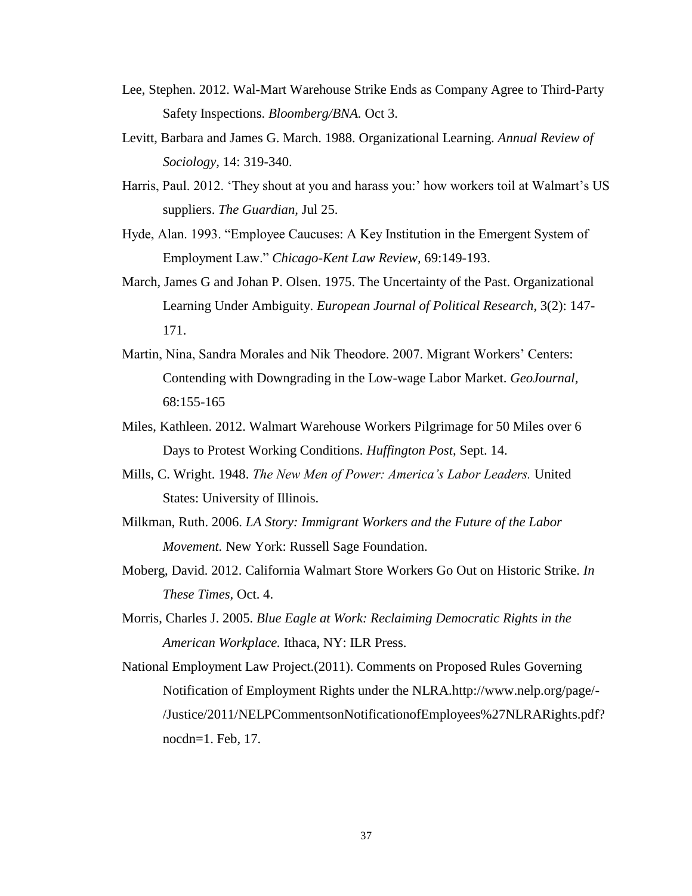Lee, Stephen. 2012. Wal-Mart Warehouse Strike Ends as Company Agree to Third-Party Safety Inspections. *Bloomberg/BNA.* Oct 3.

Levitt, Barbara and James G. March. 1988. Organizational Learning. *Annual Review of Sociology*, 14: 319-340.

Harris, Paul. 2012. 'They shout at you and harass you:' how workers toil at Walmart's US suppliers. *The Guardian*, Jul 25.

Hyde, Alan. 1993. "Employee Caucuses: A Key Institution in the Emergent System of Employment Law." *Chicago-Kent Law Review*, 69:149-193.

March, James G and Johan P. Olsen. 1975. The Uncertainty of the Past. Organizational Learning Under Ambiguity. *European Journal of Political Research*, 3(2): 147-171.

Martin, Nina, Sandra Morales and Nik Theodore. 2007. Migrant Workers' Centers: Contending with Downgrading in the Low-wage Labor Market. *GeoJournal*, 68:155-165

Miles, Kathleen. 2012. Walmart Warehouse Workers Pilgrimage for 50 Miles over 6 Days to Protest Working Conditions. *Huffington Post*, Sept. 14.

Mills, C. Wright. 1948. *The New Men of Power: America's Labor Leaders.* United States: University of Illinois.

Milkman, Ruth. 2006. *LA Story: Immigrant Workers and the Future of the Labor Movement.* New York: Russell Sage Foundation.

Moberg, David. 2012. California Walmart Store Workers Go Out on Historic Strike. *In These Times*, Oct. 4.

Morris, Charles J. 2005. *Blue Eagle at Work: Reclaiming Democratic Rights in the American Workplace.* Ithaca, NY: ILR Press.

National Employment Law Project.(2011). Comments on Proposed Rules Governing Notification of Employment Rights under the NLRA.http://www.nelp.org/page/-/Justice/2011/NELPCommentsonNotificationofEmployees%27NLRARights.pdf?nocdn=1. Feb, 17.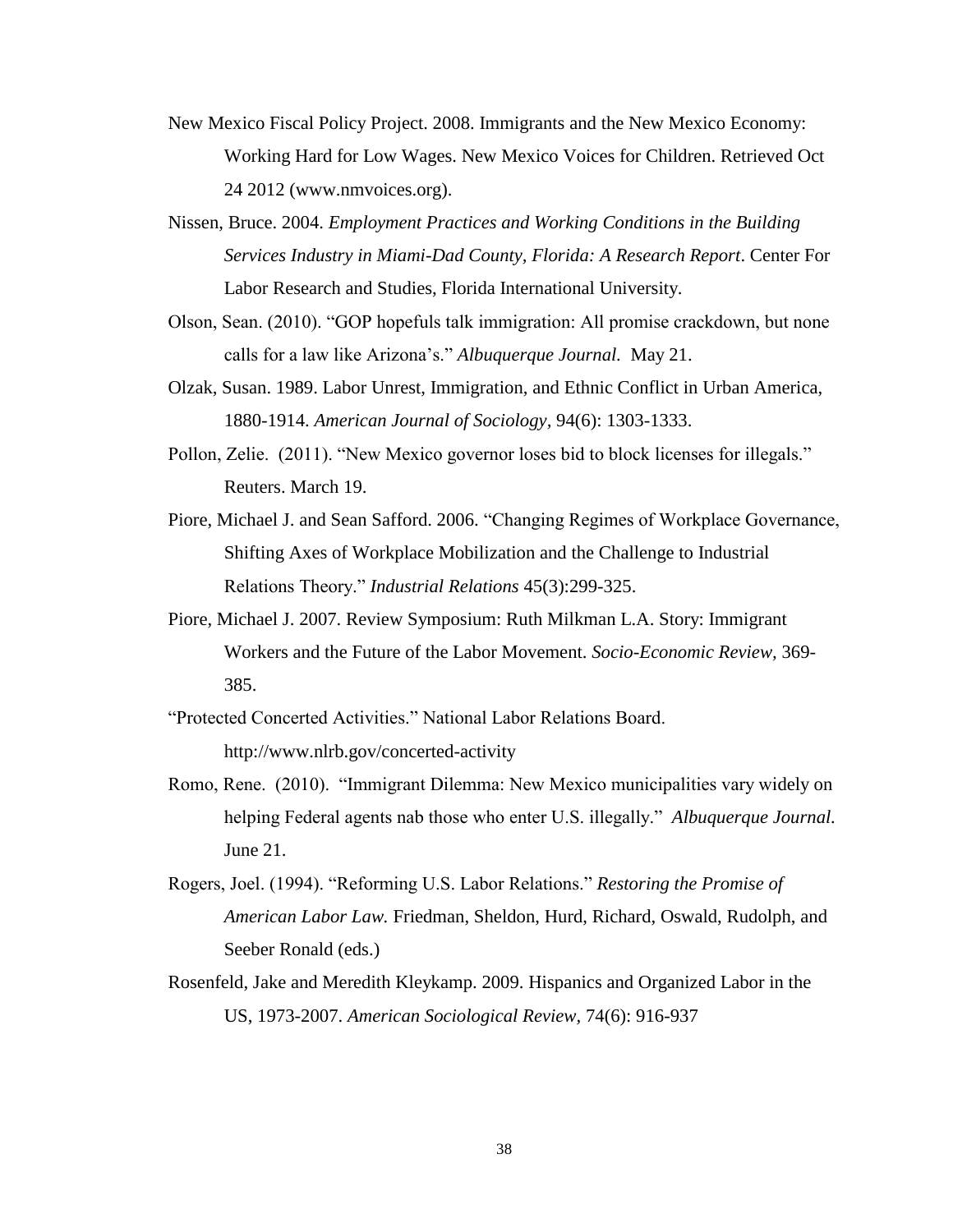New Mexico Fiscal Policy Project. 2008. Immigrants and the New Mexico Economy: Working Hard for Low Wages. New Mexico Voices for Children. Retrieved Oct 24 2012 (www.nmvoices.org).

Nissen, Bruce. 2004. *Employment Practices and Working Conditions in the Building Services Industry in Miami-Dad County, Florida: A Research Report*. Center For Labor Research and Studies, Florida International University.

Olson, Sean. (2010). "GOP hopefuls talk immigration: All promise crackdown, but none calls for a law like Arizona's." *Albuquerque Journal.* May 21.

Olzak, Susan. 1989. Labor Unrest, Immigration, and Ethnic Conflict in Urban America, 1880-1914. *American Journal of Sociology*, 94(6): 1303-1333.

Pollon, Zelie. (2011). "New Mexico governor loses bid to block licenses for illegals." Reuters. March 19.

Piore, Michael J. and Sean Safford. 2006. "Changing Regimes of Workplace Governance, Shifting Axes of Workplace Mobilization and the Challenge to Industrial Relations Theory." *Industrial Relations* 45(3):299-325.

Piore, Michael J. 2007. Review Symposium: Ruth Milkman L.A. Story: Immigrant Workers and the Future of the Labor Movement. *Socio-Economic Review,* 369-385.

"Protected Concerted Activities." National Labor Relations Board. http://www.nlrb.gov/concerted-activity

Romo, Rene. (2010). "Immigrant Dilemma: New Mexico municipalities vary widely on helping Federal agents nab those who enter U.S. illegally." *Albuquerque Journal.* June 21.

Rogers, Joel. (1994). "Reforming U.S. Labor Relations." *Restoring the Promise of American Labor Law.* Friedman, Sheldon, Hurd, Richard, Oswald, Rudolph, and Seeber Ronald (eds.)

Rosenfeld, Jake and Meredith Kleykamp. 2009. Hispanics and Organized Labor in the US, 1973-2007. *American Sociological Review,* 74(6): 916-937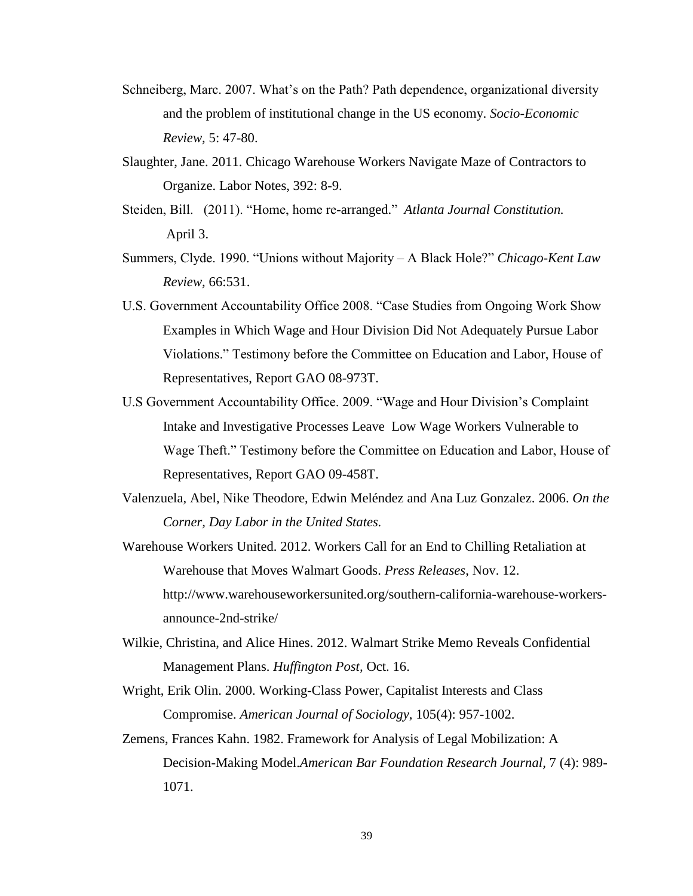Schneiberg, Marc. 2007. What's on the Path? Path dependence, organizational diversity and the problem of institutional change in the US economy. *Socio-Economic Review*, 5: 47-80.

Slaughter, Jane. 2011. Chicago Warehouse Workers Navigate Maze of Contractors to Organize. Labor Notes, 392: 8-9.

Steiden, Bill. (2011). "Home, home re-arranged." *Atlanta Journal Constitution.* April 3.

Summers, Clyde. 1990. "Unions without Majority – A Black Hole?" *Chicago-Kent Law Review*, 66:531.

U.S. Government Accountability Office 2008. "Case Studies from Ongoing Work Show Examples in Which Wage and Hour Division Did Not Adequately Pursue Labor Violations." Testimony before the Committee on Education and Labor, House of Representatives, Report GAO 08-973T.

U.S Government Accountability Office. 2009. "Wage and Hour Division's Complaint Intake and Investigative Processes Leave Low Wage Workers Vulnerable to Wage Theft." Testimony before the Committee on Education and Labor, House of Representatives, Report GAO 09-458T.

Valenzuela, Abel, Nike Theodore, Edwin Meléndez and Ana Luz Gonzalez. 2006. *On the Corner, Day Labor in the United States.*

Warehouse Workers United. 2012. Workers Call for an End to Chilling Retaliation at Warehouse that Moves Walmart Goods. *Press Releases*, Nov. 12. http://www.warehouseworkersunited.org/southern-california-warehouse-workers-announce-2nd-strike/

Wilkie, Christina, and Alice Hines. 2012. Walmart Strike Memo Reveals Confidential Management Plans. *Huffington Post*, Oct. 16.

Wright, Erik Olin. 2000. Working-Class Power, Capitalist Interests and Class Compromise. *American Journal of Sociology*, 105(4): 957-1002.

Zemens, Frances Kahn. 1982. Framework for Analysis of Legal Mobilization: A Decision-Making Model.*American Bar Foundation Research Journal*, 7 (4): 989-1071.